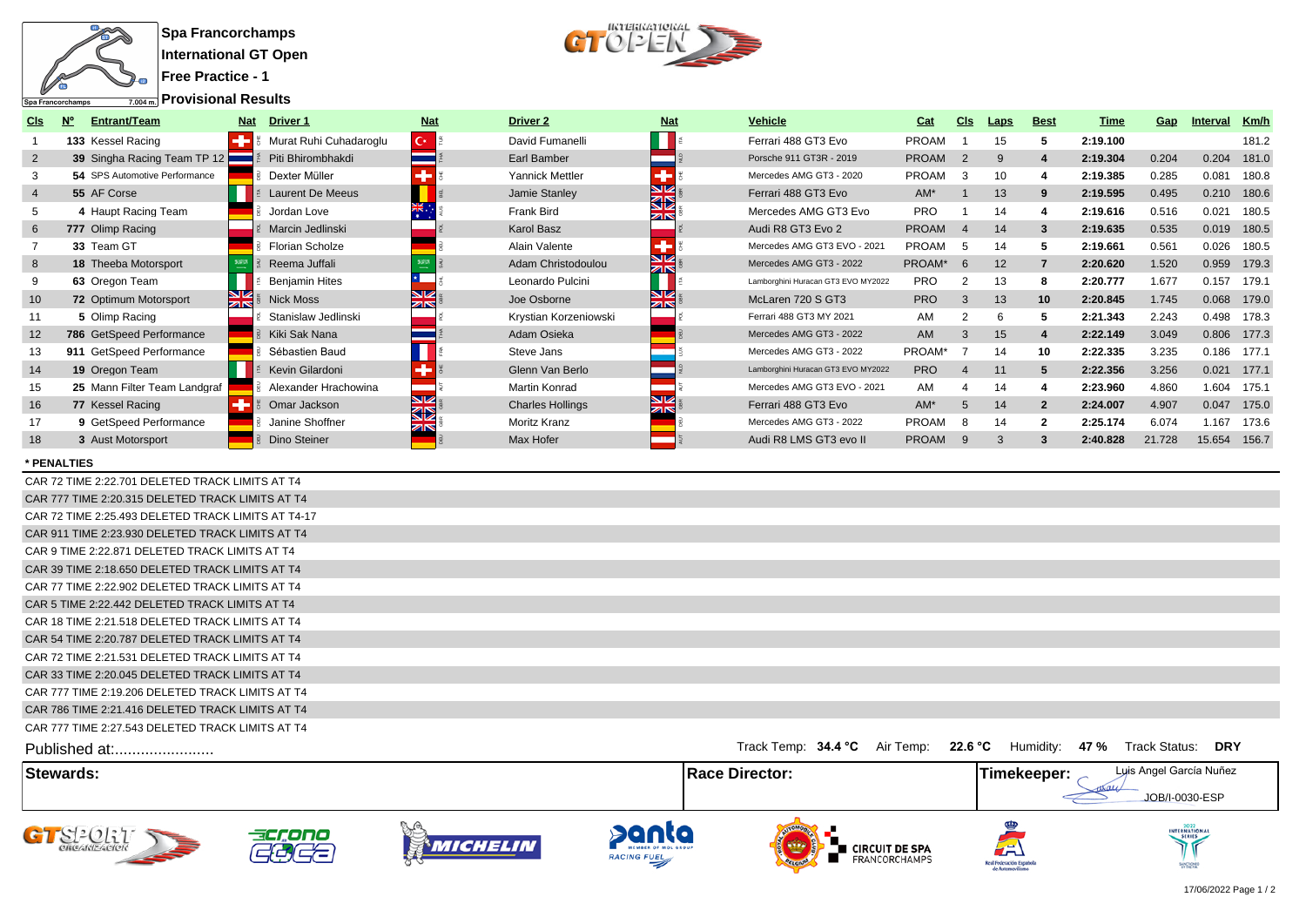# Spa Francorchamps

## International GT Open

## Free Practice - 1

## Provisional Results

| Cls | Nº | Entrant/Team | Nat | Driver 1 | Nat | Driver 2 | Nat | Vehicle | Cat | Cls | Laps | Best | Time | Gap | Interval | Km/h |
|---|---|---|---|---|---|---|---|---|---|---|---|---|---|---|---|---|
| 1 | 133 | Kessel Racing | CHE | Murat Ruhi Cuhadaroglu | TUR | David Fumanelli | ITA | Ferrari 488 GT3 Evo | PROAM | 1 | 15 | 5 | 2:19.100 | | | 181.2 |
| 2 | 39 | Singha Racing Team TP 12 | THA | Piti Bhirombhakdi | THA | Earl Bamber | NZL | Porsche 911 GT3R - 2019 | PROAM | 2 | 9 | 4 | 2:19.304 | 0.204 | 0.204 | 181.0 |
| 3 | 54 | SPS Automotive Performance | DEU | Dexter Müller | CHE | Yannick Mettler | CHE | Mercedes AMG GT3 - 2020 | PROAM | 3 | 10 | 4 | 2:19.385 | 0.285 | 0.081 | 180.8 |
| 4 | 55 | AF Corse | ITA | Laurent De Meeus | BEL | Jamie Stanley | GBR | Ferrari 488 GT3 Evo | AM* | 1 | 13 | 9 | 2:19.595 | 0.495 | 0.210 | 180.6 |
| 5 | 4 | Haupt Racing Team | DEU | Jordan Love | AUS | Frank Bird | GBR | Mercedes AMG GT3 Evo | PRO | 1 | 14 | 4 | 2:19.616 | 0.516 | 0.021 | 180.5 |
| 6 | 777 | Olimp Racing | POL | Marcin Jedlinski | POL | Karol Basz | POL | Audi R8 GT3 Evo 2 | PROAM | 4 | 14 | 3 | 2:19.635 | 0.535 | 0.019 | 180.5 |
| 7 | 33 | Team GT | DEU | Florian Scholze | DEU | Alain Valente | CHE | Mercedes AMG GT3 EVO - 2021 | PROAM | 5 | 14 | 5 | 2:19.661 | 0.561 | 0.026 | 180.5 |
| 8 | 18 | Theeba Motorsport | SAU | Reema Juffali | SAU | Adam Christodoulou | GBR | Mercedes AMG GT3 - 2022 | PROAM* | 6 | 12 | 7 | 2:20.620 | 1.520 | 0.959 | 179.3 |
| 9 | 63 | Oregon Team | ITA | Benjamin Hites | CHL | Leonardo Pulcini | ITA | Lamborghini Huracan GT3 EVO MY2022 | PRO | 2 | 13 | 8 | 2:20.777 | 1.677 | 0.157 | 179.1 |
| 10 | 72 | Optimum Motorsport | GBR | Nick Moss | GBR | Joe Osborne | GBR | McLaren 720 S GT3 | PRO | 3 | 13 | 10 | 2:20.845 | 1.745 | 0.068 | 179.0 |
| 11 | 5 | Olimp Racing | POL | Stanislaw Jedlinski | POL | Krystian Korzeniowski | POL | Ferrari 488 GT3 MY 2021 | AM | 2 | 6 | 5 | 2:21.343 | 2.243 | 0.498 | 178.3 |
| 12 | 786 | GetSpeed Performance | DEU | Kiki Sak Nana | THA | Adam Osieka | DEU | Mercedes AMG GT3 - 2022 | AM | 3 | 15 | 4 | 2:22.149 | 3.049 | 0.806 | 177.3 |
| 13 | 911 | GetSpeed Performance | DEU | Sébastien Baud | FRA | Steve Jans | LUX | Mercedes AMG GT3 - 2022 | PROAM* | 7 | 14 | 10 | 2:22.335 | 3.235 | 0.186 | 177.1 |
| 14 | 19 | Oregon Team | ITA | Kevin Gilardoni | CHE | Glenn Van Berlo | NLD | Lamborghini Huracan GT3 EVO MY2022 | PRO | 4 | 11 | 5 | 2:22.356 | 3.256 | 0.021 | 177.1 |
| 15 | 25 | Mann Filter Team Landgraf | DEU | Alexander Hrachowina | AUT | Martin Konrad | AUT | Mercedes AMG GT3 EVO - 2021 | AM | 4 | 14 | 4 | 2:23.960 | 4.860 | 1.604 | 175.1 |
| 16 | 77 | Kessel Racing | CHE | Omar Jackson | GBR | Charles Hollings | GBR | Ferrari 488 GT3 Evo | AM* | 5 | 14 | 2 | 2:24.007 | 4.907 | 0.047 | 175.0 |
| 17 | 9 | GetSpeed Performance | DEU | Janine Shoffner | GBR | Moritz Kranz | DEU | Mercedes AMG GT3 - 2022 | PROAM | 8 | 14 | 2 | 2:25.174 | 6.074 | 1.167 | 173.6 |
| 18 | 3 | Aust Motorsport | DEU | Dino Steiner | DEU | Max Hofer | AUT | Audi R8 LMS GT3 evo II | PROAM | 9 | 3 | 3 | 2:40.828 | 21.728 | 15.654 | 156.7 |

**\* PENALTIES**

CAR 72 TIME 2:22.701 DELETED TRACK LIMITS AT T4
CAR 777 TIME 2:20.315 DELETED TRACK LIMITS AT T4
CAR 72 TIME 2:25.493 DELETED TRACK LIMITS AT T4-17
CAR 911 TIME 2:23.930 DELETED TRACK LIMITS AT T4
CAR 9 TIME 2:22.871 DELETED TRACK LIMITS AT T4
CAR 39 TIME 2:18.650 DELETED TRACK LIMITS AT T4
CAR 77 TIME 2:22.902 DELETED TRACK LIMITS AT T4
CAR 5 TIME 2:22.442 DELETED TRACK LIMITS AT T4
CAR 18 TIME 2:21.518 DELETED TRACK LIMITS AT T4
CAR 54 TIME 2:20.787 DELETED TRACK LIMITS AT T4
CAR 72 TIME 2:21.531 DELETED TRACK LIMITS AT T4
CAR 33 TIME 2:20.045 DELETED TRACK LIMITS AT T4
CAR 777 TIME 2:19.206 DELETED TRACK LIMITS AT T4
CAR 786 TIME 2:21.416 DELETED TRACK LIMITS AT T4
CAR 777 TIME 2:27.543 DELETED TRACK LIMITS AT T4

Published at:.......................

Track Temp: **34.4 °C** Air Temp: **22.6 °C** Humidity: **47 %** Track Status: **DRY**

| Stewards: | Race Director: | Timekeeper: Luis Angel García Nuñez JOB/I-0030-ESP |
|---|---|---|

17/06/2022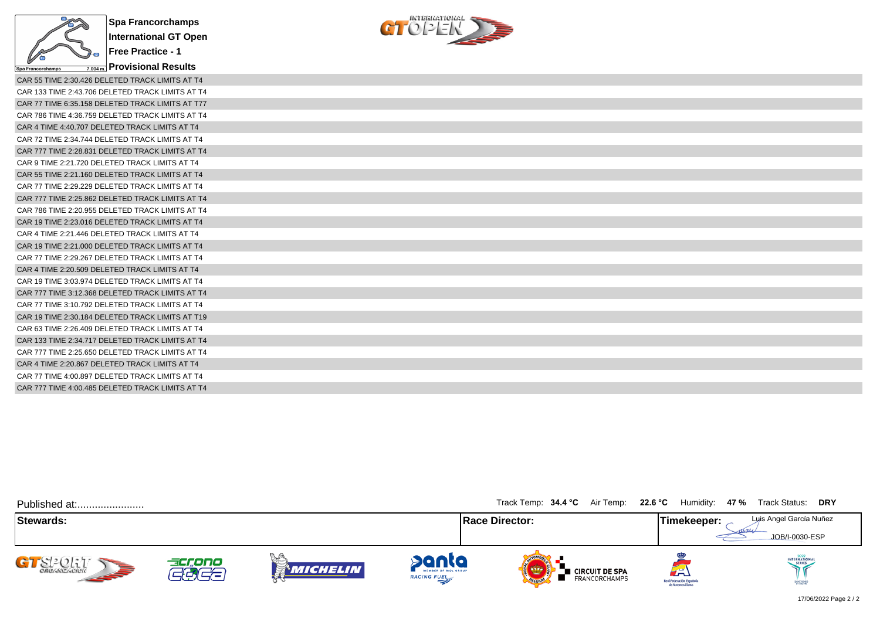**Spa Francorchamps**
**International GT Open**
**Free Practice - 1**
**Provisional Results**

CAR 55 TIME 2:30.426 DELETED TRACK LIMITS AT T4
CAR 133 TIME 2:43.706 DELETED TRACK LIMITS AT T4
CAR 77 TIME 6:35.158 DELETED TRACK LIMITS AT T77
CAR 786 TIME 4:36.759 DELETED TRACK LIMITS AT T4
CAR 4 TIME 4:40.707 DELETED TRACK LIMITS AT T4
CAR 72 TIME 2:34.744 DELETED TRACK LIMITS AT T4
CAR 777 TIME 2:28.831 DELETED TRACK LIMITS AT T4
CAR 9 TIME 2:21.720 DELETED TRACK LIMITS AT T4
CAR 55 TIME 2:21.160 DELETED TRACK LIMITS AT T4
CAR 77 TIME 2:29.229 DELETED TRACK LIMITS AT T4
CAR 777 TIME 2:25.862 DELETED TRACK LIMITS AT T4
CAR 786 TIME 2:20.955 DELETED TRACK LIMITS AT T4
CAR 19 TIME 2:23.016 DELETED TRACK LIMITS AT T4
CAR 4 TIME 2:21.446 DELETED TRACK LIMITS AT T4
CAR 19 TIME 2:21.000 DELETED TRACK LIMITS AT T4
CAR 77 TIME 2:29.267 DELETED TRACK LIMITS AT T4
CAR 4 TIME 2:20.509 DELETED TRACK LIMITS AT T4
CAR 19 TIME 3:03.974 DELETED TRACK LIMITS AT T4
CAR 777 TIME 3:12.368 DELETED TRACK LIMITS AT T4
CAR 77 TIME 3:10.792 DELETED TRACK LIMITS AT T4
CAR 19 TIME 2:30.184 DELETED TRACK LIMITS AT T19
CAR 63 TIME 2:26.409 DELETED TRACK LIMITS AT T4
CAR 133 TIME 2:34.717 DELETED TRACK LIMITS AT T4
CAR 777 TIME 2:25.650 DELETED TRACK LIMITS AT T4
CAR 4 TIME 2:20.867 DELETED TRACK LIMITS AT T4
CAR 77 TIME 4:00.897 DELETED TRACK LIMITS AT T4
CAR 777 TIME 4:00.485 DELETED TRACK LIMITS AT T4

Published at:........................

Track Temp: **34.4 °C** Air Temp: **22.6 °C** Humidity: **47 %** Track Status: **DRY**

| **Stewards:** | **Race Director:** | **Timekeeper:** Luis Angel García Nuñez JOB/I-0030-ESP |
|---|---|---|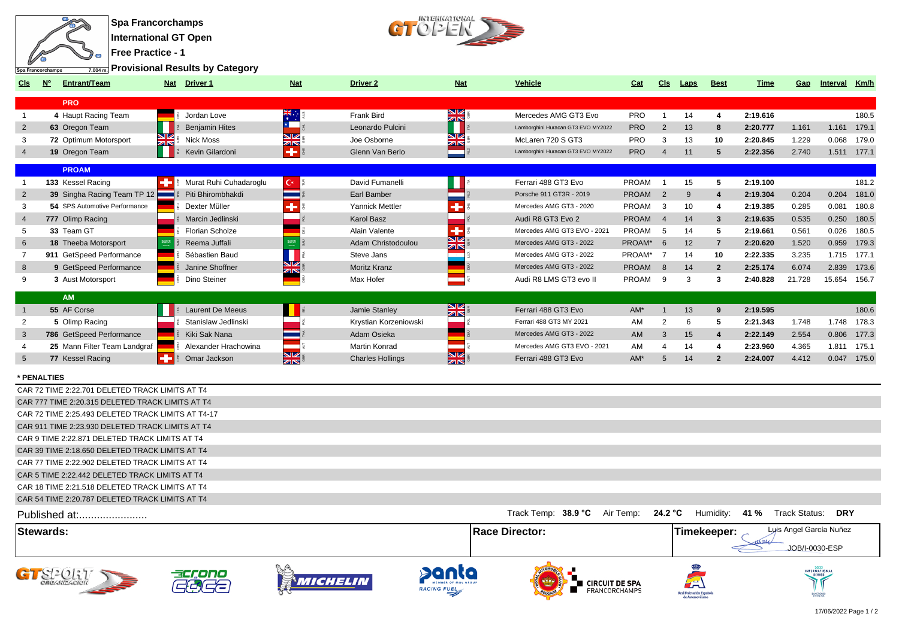# Spa Francorchamps

## International GT Open

## Free Practice - 1

## Provisional Results by Category

| Cls | Nº | Entrant/Team | Nat | Driver 1 | Nat | Driver 2 | Nat | Vehicle | Cat | Cls | Laps | Best | Time | Gap | Interval | Km/h |
|---|---|---|---|---|---|---|---|---|---|---|---|---|---|---|---|---|
| | | **PRO** | | | | | | | | | | | | | | |
| 1 | 4 | Haupt Racing Team | DEU | Jordan Love | AUS | Frank Bird | GBR | Mercedes AMG GT3 Evo | PRO | 1 | 14 | 4 | 2:19.616 | | | 180.5 |
| 2 | 63 | Oregon Team | ITA | Benjamin Hites | CHL | Leonardo Pulcini | ITA | Lamborghini Huracan GT3 EVO MY2022 | PRO | 2 | 13 | 8 | 2:20.777 | 1.161 | 1.161 | 179.1 |
| 3 | 72 | Optimum Motorsport | GBR | Nick Moss | GBR | Joe Osborne | GBR | McLaren 720 S GT3 | PRO | 3 | 13 | 10 | 2:20.845 | 1.229 | 0.068 | 179.0 |
| 4 | 19 | Oregon Team | ITA | Kevin Gilardoni | CHE | Glenn Van Berlo | NLD | Lamborghini Huracan GT3 EVO MY2022 | PRO | 4 | 11 | 5 | 2:22.356 | 2.740 | 1.511 | 177.1 |
| | | **PROAM** | | | | | | | | | | | | | | |
| 1 | 133 | Kessel Racing | CHE | Murat Ruhi Cuhadaroglu | TUR | David Fumanelli | ITA | Ferrari 488 GT3 Evo | PROAM | 1 | 15 | 5 | 2:19.100 | | | 181.2 |
| 2 | 39 | Singha Racing Team TP 12 | THA | Piti Bhirombhakdi | THA | Earl Bamber | NZL | Porsche 911 GT3R - 2019 | PROAM | 2 | 9 | 4 | 2:19.304 | 0.204 | 0.204 | 181.0 |
| 3 | 54 | SPS Automotive Performance | DEU | Dexter Müller | CHE | Yannick Mettler | CHE | Mercedes AMG GT3 - 2020 | PROAM | 3 | 10 | 4 | 2:19.385 | 0.285 | 0.081 | 180.8 |
| 4 | 777 | Olimp Racing | POL | Marcin Jedlinski | POL | Karol Basz | POL | Audi R8 GT3 Evo 2 | PROAM | 4 | 14 | 3 | 2:19.635 | 0.535 | 0.250 | 180.5 |
| 5 | 33 | Team GT | DEU | Florian Scholze | DEU | Alain Valente | CHE | Mercedes AMG GT3 EVO - 2021 | PROAM | 5 | 14 | 5 | 2:19.661 | 0.561 | 0.026 | 180.5 |
| 6 | 18 | Theeba Motorsport | SAU | Reema Juffali | SAU | Adam Christodoulou | GBR | Mercedes AMG GT3 - 2022 | PROAM* | 6 | 12 | 7 | 2:20.620 | 1.520 | 0.959 | 179.3 |
| 7 | 911 | GetSpeed Performance | DEU | Sébastien Baud | FRA | Steve Jans | LUX | Mercedes AMG GT3 - 2022 | PROAM* | 7 | 14 | 10 | 2:22.335 | 3.235 | 1.715 | 177.1 |
| 8 | 9 | GetSpeed Performance | DEU | Janine Shoffner | GBR | Moritz Kranz | DEU | Mercedes AMG GT3 - 2022 | PROAM | 8 | 14 | 2 | 2:25.174 | 6.074 | 2.839 | 173.6 |
| 9 | 3 | Aust Motorsport | DEU | Dino Steiner | DEU | Max Hofer | AUT | Audi R8 LMS GT3 evo II | PROAM | 9 | 3 | 3 | 2:40.828 | 21.728 | 15.654 | 156.7 |
| | | **AM** | | | | | | | | | | | | | | |
| 1 | 55 | AF Corse | ITA | Laurent De Meeus | BEL | Jamie Stanley | GBR | Ferrari 488 GT3 Evo | AM* | 1 | 13 | 9 | 2:19.595 | | | 180.6 |
| 2 | 5 | Olimp Racing | POL | Stanislaw Jedlinski | POL | Krystian Korzeniowski | POL | Ferrari 488 GT3 MY 2021 | AM | 2 | 6 | 5 | 2:21.343 | 1.748 | 1.748 | 178.3 |
| 3 | 786 | GetSpeed Performance | DEU | Kiki Sak Nana | THA | Adam Osieka | DEU | Mercedes AMG GT3 - 2022 | AM | 3 | 15 | 4 | 2:22.149 | 2.554 | 0.806 | 177.3 |
| 4 | 25 | Mann Filter Team Landgraf | DEU | Alexander Hrachowina | AUT | Martin Konrad | AUT | Mercedes AMG GT3 EVO - 2021 | AM | 4 | 14 | 4 | 2:23.960 | 4.365 | 1.811 | 175.1 |
| 5 | 77 | Kessel Racing | CHE | Omar Jackson | GBR | Charles Hollings | GBR | Ferrari 488 GT3 Evo | AM* | 5 | 14 | 2 | 2:24.007 | 4.412 | 0.047 | 175.0 |

**\* PENALTIES**

CAR 72 TIME 2:22.701 DELETED TRACK LIMITS AT T4
CAR 777 TIME 2:20.315 DELETED TRACK LIMITS AT T4
CAR 72 TIME 2:25.493 DELETED TRACK LIMITS AT T4-17
CAR 911 TIME 2:23.930 DELETED TRACK LIMITS AT T4
CAR 9 TIME 2:22.871 DELETED TRACK LIMITS AT T4
CAR 39 TIME 2:18.650 DELETED TRACK LIMITS AT T4
CAR 77 TIME 2:22.902 DELETED TRACK LIMITS AT T4
CAR 5 TIME 2:22.442 DELETED TRACK LIMITS AT T4
CAR 18 TIME 2:21.518 DELETED TRACK LIMITS AT T4
CAR 54 TIME 2:20.787 DELETED TRACK LIMITS AT T4

Published at:.......................

Track Temp: **38.9 °C** Air Temp: **24.2 °C** Humidity: **41 %** Track Status: **DRY**

**Stewards:**

**Race Director:**

**Timekeeper:** Luis Angel García Nuñez JOB/I-0030-ESP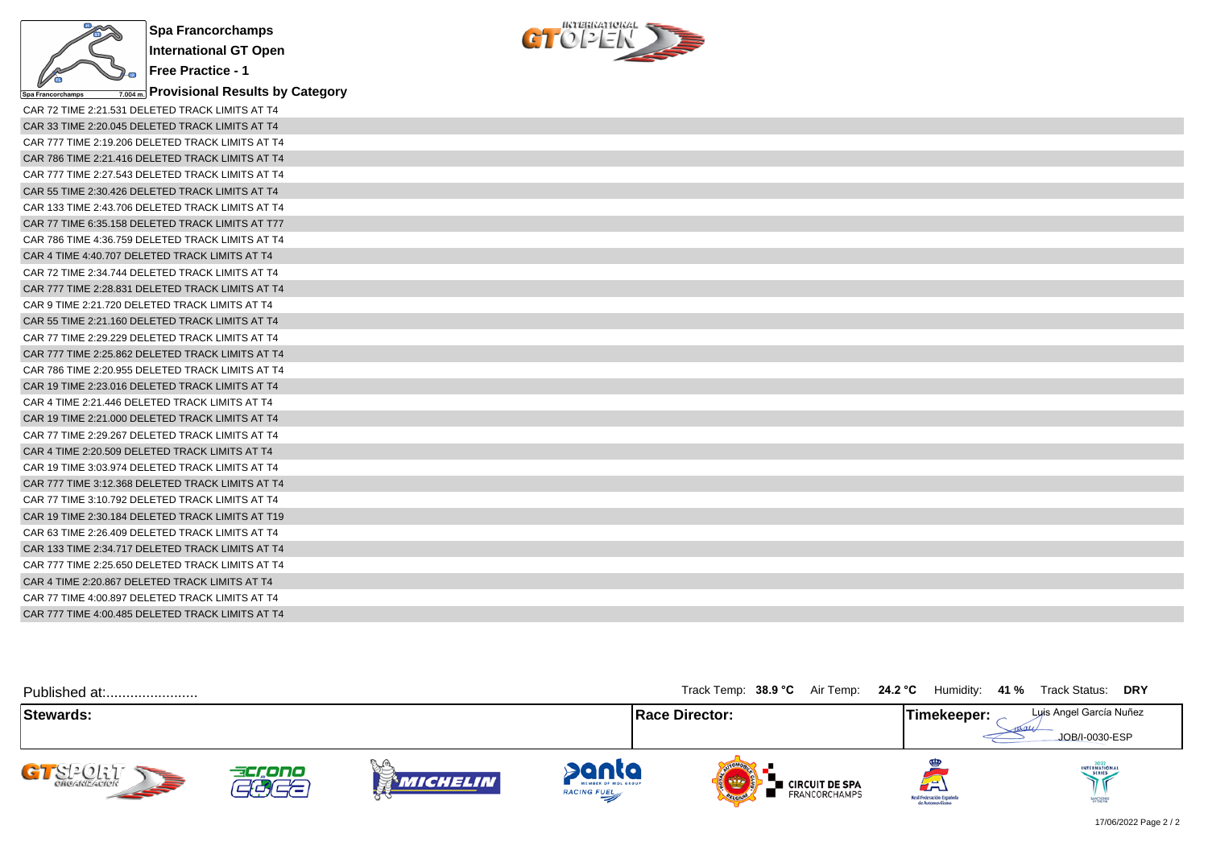# Spa Francorchamps

## International GT Open

## Free Practice - 1

## Provisional Results by Category

CAR 72 TIME 2:21.531 DELETED TRACK LIMITS AT T4
CAR 33 TIME 2:20.045 DELETED TRACK LIMITS AT T4
CAR 777 TIME 2:19.206 DELETED TRACK LIMITS AT T4
CAR 786 TIME 2:21.416 DELETED TRACK LIMITS AT T4
CAR 777 TIME 2:27.543 DELETED TRACK LIMITS AT T4
CAR 55 TIME 2:30.426 DELETED TRACK LIMITS AT T4
CAR 133 TIME 2:43.706 DELETED TRACK LIMITS AT T4
CAR 77 TIME 6:35.158 DELETED TRACK LIMITS AT T77
CAR 786 TIME 4:36.759 DELETED TRACK LIMITS AT T4
CAR 4 TIME 4:40.707 DELETED TRACK LIMITS AT T4
CAR 72 TIME 2:34.744 DELETED TRACK LIMITS AT T4
CAR 777 TIME 2:28.831 DELETED TRACK LIMITS AT T4
CAR 9 TIME 2:21.720 DELETED TRACK LIMITS AT T4
CAR 55 TIME 2:21.160 DELETED TRACK LIMITS AT T4
CAR 77 TIME 2:29.229 DELETED TRACK LIMITS AT T4
CAR 777 TIME 2:25.862 DELETED TRACK LIMITS AT T4
CAR 786 TIME 2:20.955 DELETED TRACK LIMITS AT T4
CAR 19 TIME 2:23.016 DELETED TRACK LIMITS AT T4
CAR 4 TIME 2:21.446 DELETED TRACK LIMITS AT T4
CAR 19 TIME 2:21.000 DELETED TRACK LIMITS AT T4
CAR 77 TIME 2:29.267 DELETED TRACK LIMITS AT T4
CAR 4 TIME 2:20.509 DELETED TRACK LIMITS AT T4
CAR 19 TIME 3:03.974 DELETED TRACK LIMITS AT T4
CAR 777 TIME 3:12.368 DELETED TRACK LIMITS AT T4
CAR 77 TIME 3:10.792 DELETED TRACK LIMITS AT T4
CAR 19 TIME 2:30.184 DELETED TRACK LIMITS AT T19
CAR 63 TIME 2:26.409 DELETED TRACK LIMITS AT T4
CAR 133 TIME 2:34.717 DELETED TRACK LIMITS AT T4
CAR 777 TIME 2:25.650 DELETED TRACK LIMITS AT T4
CAR 4 TIME 2:20.867 DELETED TRACK LIMITS AT T4
CAR 77 TIME 4:00.897 DELETED TRACK LIMITS AT T4
CAR 777 TIME 4:00.485 DELETED TRACK LIMITS AT T4

Published at:.......................

Track Temp: **38.9 °C** Air Temp: **24.2 °C** Humidity: **41 %** Track Status: **DRY**

| Stewards: | Race Director: | Timekeeper: Luis Angel García Nuñez JOB/I-0030-ESP |
|---|---|---|

17/06/2022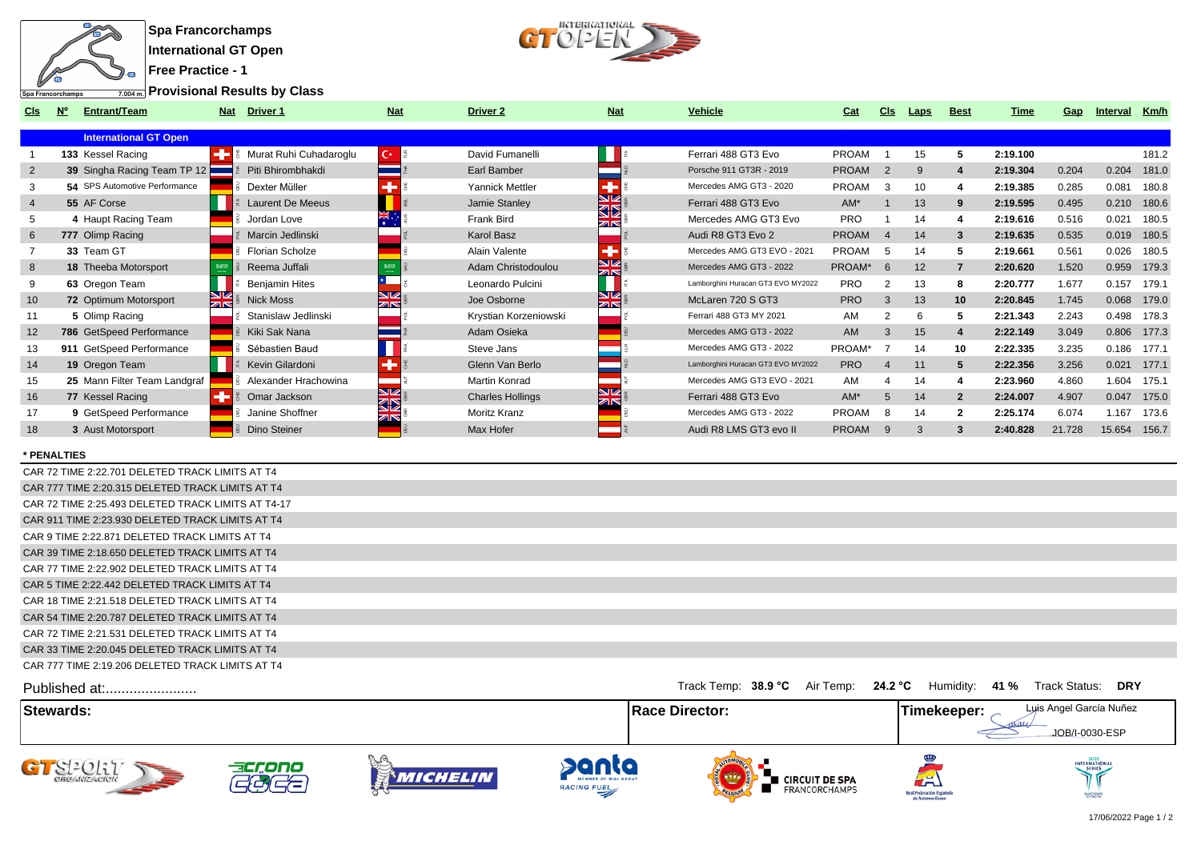# Spa Francorchamps

## International GT Open

## Free Practice - 1

## Provisional Results by Class

| Cls | Nº | Entrant/Team | Nat | Driver 1 | Nat | Driver 2 | Nat | Vehicle | Cat | Cls | Laps | Best | Time | Gap | Interval | Km/h |
|---|---|---|---|---|---|---|---|---|---|---|---|---|---|---|---|---|
| | | **International GT Open** | | | | | | | | | | | | | | |
| 1 | 133 | Kessel Racing | CHE | Murat Ruhi Cuhadaroglu | TUR | David Fumanelli | ITA | Ferrari 488 GT3 Evo | PROAM | 1 | 15 | 5 | 2:19.100 | | | 181.2 |
| 2 | 39 | Singha Racing Team TP 12 | THA | Piti Bhirombhakdi | THA | Earl Bamber | NLD | Porsche 911 GT3R - 2019 | PROAM | 2 | 9 | 4 | 2:19.304 | 0.204 | 0.204 | 181.0 |
| 3 | 54 | SPS Automotive Performance | DEU | Dexter Müller | CHE | Yannick Mettler | CHE | Mercedes AMG GT3 - 2020 | PROAM | 3 | 10 | 4 | 2:19.385 | 0.285 | 0.081 | 180.8 |
| 4 | 55 | AF Corse | ITA | Laurent De Meeus | BEL | Jamie Stanley | GBR | Ferrari 488 GT3 Evo | AM* | 1 | 13 | 9 | 2:19.595 | 0.495 | 0.210 | 180.6 |
| 5 | 4 | Haupt Racing Team | DEU | Jordan Love | AUS | Frank Bird | GBR | Mercedes AMG GT3 Evo | PRO | 1 | 14 | 4 | 2:19.616 | 0.516 | 0.021 | 180.5 |
| 6 | 777 | Olimp Racing | POL | Marcin Jedlinski | POL | Karol Basz | POL | Audi R8 GT3 Evo 2 | PROAM | 4 | 14 | 3 | 2:19.635 | 0.535 | 0.019 | 180.5 |
| 7 | 33 | Team GT | DEU | Florian Scholze | DEU | Alain Valente | CHE | Mercedes AMG GT3 EVO - 2021 | PROAM | 5 | 14 | 5 | 2:19.661 | 0.561 | 0.026 | 180.5 |
| 8 | 18 | Theeba Motorsport | SAU | Reema Juffali | SAU | Adam Christodoulou | GBR | Mercedes AMG GT3 - 2022 | PROAM* | 6 | 12 | 7 | 2:20.620 | 1.520 | 0.959 | 179.3 |
| 9 | 63 | Oregon Team | ITA | Benjamin Hites | CHL | Leonardo Pulcini | ITA | Lamborghini Huracan GT3 EVO MY2022 | PRO | 2 | 13 | 8 | 2:20.777 | 1.677 | 0.157 | 179.1 |
| 10 | 72 | Optimum Motorsport | GBR | Nick Moss | GBR | Joe Osborne | GBR | McLaren 720 S GT3 | PRO | 3 | 13 | 10 | 2:20.845 | 1.745 | 0.068 | 179.0 |
| 11 | 5 | Olimp Racing | POL | Stanislaw Jedlinski | POL | Krystian Korzeniowski | POL | Ferrari 488 GT3 MY 2021 | AM | 2 | 6 | 5 | 2:21.343 | 2.243 | 0.498 | 178.3 |
| 12 | 786 | GetSpeed Performance | DEU | Kiki Sak Nana | THA | Adam Osieka | DEU | Mercedes AMG GT3 - 2022 | AM | 3 | 15 | 4 | 2:22.149 | 3.049 | 0.806 | 177.3 |
| 13 | 911 | GetSpeed Performance | DEU | Sébastien Baud | FRA | Steve Jans | LUX | Mercedes AMG GT3 - 2022 | PROAM* | 7 | 14 | 10 | 2:22.335 | 3.235 | 0.186 | 177.1 |
| 14 | 19 | Oregon Team | ITA | Kevin Gilardoni | CHE | Glenn Van Berlo | NLD | Lamborghini Huracan GT3 EVO MY2022 | PRO | 4 | 11 | 5 | 2:22.356 | 3.256 | 0.021 | 177.1 |
| 15 | 25 | Mann Filter Team Landgraf | DEU | Alexander Hrachowina | AUT | Martin Konrad | AUT | Mercedes AMG GT3 EVO - 2021 | AM | 4 | 14 | 4 | 2:23.960 | 4.860 | 1.604 | 175.1 |
| 16 | 77 | Kessel Racing | CHE | Omar Jackson | GBR | Charles Hollings | GBR | Ferrari 488 GT3 Evo | AM* | 5 | 14 | 2 | 2:24.007 | 4.907 | 0.047 | 175.0 |
| 17 | 9 | GetSpeed Performance | DEU | Janine Shoffner | GBR | Moritz Kranz | DEU | Mercedes AMG GT3 - 2022 | PROAM | 8 | 14 | 2 | 2:25.174 | 6.074 | 1.167 | 173.6 |
| 18 | 3 | Aust Motorsport | DEU | Dino Steiner | DEU | Max Hofer | AUT | Audi R8 LMS GT3 evo II | PROAM | 9 | 3 | 3 | 2:40.828 | 21.728 | 15.654 | 156.7 |

**\* PENALTIES**

CAR 72 TIME 2:22.701 DELETED TRACK LIMITS AT T4
CAR 777 TIME 2:20.315 DELETED TRACK LIMITS AT T4
CAR 72 TIME 2:25.493 DELETED TRACK LIMITS AT T4-17
CAR 911 TIME 2:23.930 DELETED TRACK LIMITS AT T4
CAR 9 TIME 2:22.871 DELETED TRACK LIMITS AT T4
CAR 39 TIME 2:18.650 DELETED TRACK LIMITS AT T4
CAR 77 TIME 2:22.902 DELETED TRACK LIMITS AT T4
CAR 5 TIME 2:22.442 DELETED TRACK LIMITS AT T4
CAR 18 TIME 2:21.518 DELETED TRACK LIMITS AT T4
CAR 54 TIME 2:20.787 DELETED TRACK LIMITS AT T4
CAR 72 TIME 2:21.531 DELETED TRACK LIMITS AT T4
CAR 33 TIME 2:20.045 DELETED TRACK LIMITS AT T4
CAR 777 TIME 2:19.206 DELETED TRACK LIMITS AT T4

Published at:........................

Track Temp: **38.9 °C** Air Temp: **24.2 °C** Humidity: **41 %** Track Status: **DRY**

| Stewards: | Race Director: | Timekeeper: Luis Angel García Nuñez JOB/I-0030-ESP |
|---|---|---|

17/06/2022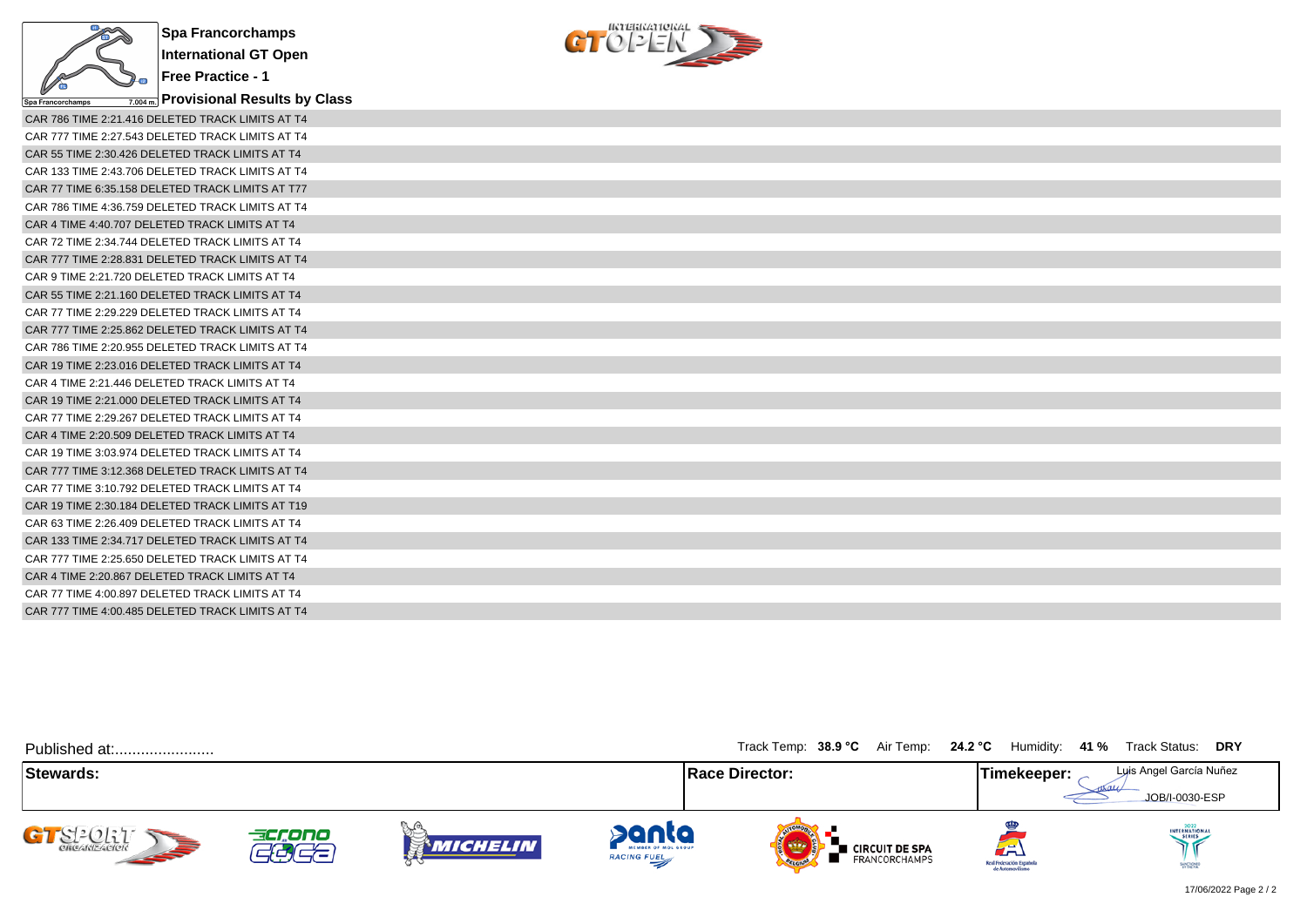# Spa Francorchamps

## International GT Open

## Free Practice - 1

## Provisional Results by Class

CAR 786 TIME 2:21.416 DELETED TRACK LIMITS AT T4
CAR 777 TIME 2:27.543 DELETED TRACK LIMITS AT T4
CAR 55 TIME 2:30.426 DELETED TRACK LIMITS AT T4
CAR 133 TIME 2:43.706 DELETED TRACK LIMITS AT T4
CAR 77 TIME 6:35.158 DELETED TRACK LIMITS AT T77
CAR 786 TIME 4:36.759 DELETED TRACK LIMITS AT T4
CAR 4 TIME 4:40.707 DELETED TRACK LIMITS AT T4
CAR 72 TIME 2:34.744 DELETED TRACK LIMITS AT T4
CAR 777 TIME 2:28.831 DELETED TRACK LIMITS AT T4
CAR 9 TIME 2:21.720 DELETED TRACK LIMITS AT T4
CAR 55 TIME 2:21.160 DELETED TRACK LIMITS AT T4
CAR 77 TIME 2:29.229 DELETED TRACK LIMITS AT T4
CAR 777 TIME 2:25.862 DELETED TRACK LIMITS AT T4
CAR 786 TIME 2:20.955 DELETED TRACK LIMITS AT T4
CAR 19 TIME 2:23.016 DELETED TRACK LIMITS AT T4
CAR 4 TIME 2:21.446 DELETED TRACK LIMITS AT T4
CAR 19 TIME 2:21.000 DELETED TRACK LIMITS AT T4
CAR 77 TIME 2:29.267 DELETED TRACK LIMITS AT T4
CAR 4 TIME 2:20.509 DELETED TRACK LIMITS AT T4
CAR 19 TIME 3:03.974 DELETED TRACK LIMITS AT T4
CAR 777 TIME 3:12.368 DELETED TRACK LIMITS AT T4
CAR 77 TIME 3:10.792 DELETED TRACK LIMITS AT T4
CAR 19 TIME 2:30.184 DELETED TRACK LIMITS AT T19
CAR 63 TIME 2:26.409 DELETED TRACK LIMITS AT T4
CAR 133 TIME 2:34.717 DELETED TRACK LIMITS AT T4
CAR 777 TIME 2:25.650 DELETED TRACK LIMITS AT T4
CAR 4 TIME 2:20.867 DELETED TRACK LIMITS AT T4
CAR 77 TIME 4:00.897 DELETED TRACK LIMITS AT T4
CAR 777 TIME 4:00.485 DELETED TRACK LIMITS AT T4

Published at:.......................

Track Temp: **38.9 °C** Air Temp: **24.2 °C** Humidity: **41 %** Track Status: **DRY**

| Stewards: | Race Director: | Timekeeper: Luis Angel García Nuñez JOB/I-0030-ESP |
|---|---|---|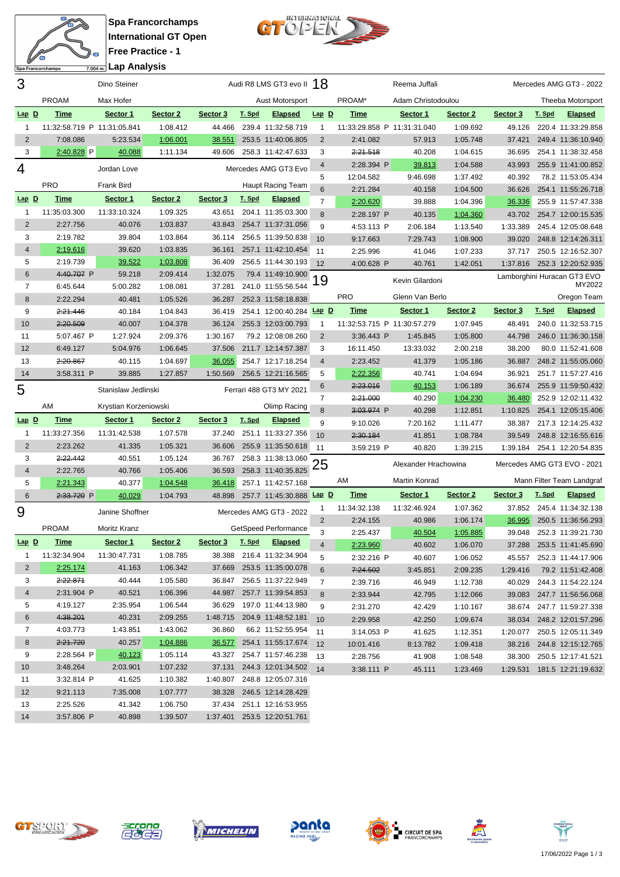# Spa Francorchamps
## International GT Open
## Free Practice - 1
## Lap Analysis

Spa Francorchamps 7.004 m.

### 3 — Dino Steiner / Max Hofer — PROAM — Audi R8 LMS GT3 evo II — Aust Motorsport

| Lap | D | Time | Sector 1 | Sector 2 | Sector 3 | T. Spd | Elapsed |
|---|---|---|---|---|---|---|---|
| 1 | | 11:32:58.719 P | 11:31:05.841 | 1:08.412 | 44.466 | 239.4 | 11:32:58.719 |
| 2 | | 7:08.086 | 5:23.534 | 1:06.001 | 38.551 | 253.5 | 11:40:06.805 |
| 3 | | 2:40.828 P | 40.088 | 1:11.134 | 49.606 | 258.3 | 11:42:47.633 |

### 4 — Jordan Love / Frank Bird — PRO — Mercedes AMG GT3 Evo — Haupt Racing Team

| Lap | D | Time | Sector 1 | Sector 2 | Sector 3 | T. Spd | Elapsed |
|---|---|---|---|---|---|---|---|
| 1 | | 11:35:03.300 | 11:33:10.324 | 1:09.325 | 43.651 | 204.1 | 11:35:03.300 |
| 2 | | 2:27.756 | 40.076 | 1:03.837 | 43.843 | 254.7 | 11:37:31.056 |
| 3 | | 2:19.782 | 39.804 | 1:03.864 | 36.114 | 256.5 | 11:39:50.838 |
| 4 | | 2:19.616 | 39.620 | 1:03.835 | 36.161 | 257.1 | 11:42:10.454 |
| 5 | | 2:19.739 | 39.522 | 1:03.808 | 36.409 | 256.5 | 11:44:30.193 |
| 6 | | ~~4:40.707~~ P | 59.218 | 2:09.414 | 1:32.075 | 79.4 | 11:49:10.900 |
| 7 | | 6:45.644 | 5:00.282 | 1:08.081 | 37.281 | 241.0 | 11:55:56.544 |
| 8 | | 2:22.294 | 40.481 | 1:05.526 | 36.287 | 252.3 | 11:58:18.838 |
| 9 | | ~~2:21.446~~ | 40.184 | 1:04.843 | 36.419 | 254.1 | 12:00:40.284 |
| 10 | | ~~2:20.509~~ | 40.007 | 1:04.378 | 36.124 | 255.3 | 12:03:00.793 |
| 11 | | 5:07.467 P | 1:27.924 | 2:09.376 | 1:30.167 | 79.2 | 12:08:08.260 |
| 12 | | 6:49.127 | 5:04.976 | 1:06.645 | 37.506 | 211.7 | 12:14:57.387 |
| 13 | | ~~2:20.867~~ | 40.115 | 1:04.697 | 36.055 | 254.7 | 12:17:18.254 |
| 14 | | 3:58.311 P | 39.885 | 1:27.857 | 1:50.569 | 256.5 | 12:21:16.565 |

### 5 — Stanislaw Jedlinski / Krystian Korzeniowski — AM — Ferrari 488 GT3 MY 2021 — Olimp Racing

| Lap | D | Time | Sector 1 | Sector 2 | Sector 3 | T. Spd | Elapsed |
|---|---|---|---|---|---|---|---|
| 1 | | 11:33:27.356 | 11:31:42.538 | 1:07.578 | 37.240 | 251.1 | 11:33:27.356 |
| 2 | | 2:23.262 | 41.335 | 1:05.321 | 36.606 | 255.9 | 11:35:50.618 |
| 3 | | ~~2:22.442~~ | 40.551 | 1:05.124 | 36.767 | 258.3 | 11:38:13.060 |
| 4 | | 2:22.765 | 40.766 | 1:05.406 | 36.593 | 258.3 | 11:40:35.825 |
| 5 | | 2:21.343 | 40.377 | 1:04.548 | 36.418 | 257.1 | 11:42:57.168 |
| 6 | | ~~2:33.720~~ P | 40.029 | 1:04.793 | 48.898 | 257.7 | 11:45:30.888 |

### 9 — Janine Shoffner / Moritz Kranz — PROAM — Mercedes AMG GT3 - 2022 — GetSpeed Performance

| Lap | D | Time | Sector 1 | Sector 2 | Sector 3 | T. Spd | Elapsed |
|---|---|---|---|---|---|---|---|
| 1 | | 11:32:34.904 | 11:30:47.731 | 1:08.785 | 38.388 | 216.4 | 11:32:34.904 |
| 2 | | 2:25.174 | 41.163 | 1:06.342 | 37.669 | 253.5 | 11:35:00.078 |
| 3 | | ~~2:22.871~~ | 40.444 | 1:05.580 | 36.847 | 256.5 | 11:37:22.949 |
| 4 | | 2:31.904 P | 40.521 | 1:06.396 | 44.987 | 257.7 | 11:39:54.853 |
| 5 | | 4:19.127 | 2:35.954 | 1:06.544 | 36.629 | 197.0 | 11:44:13.980 |
| 6 | | ~~4:38.201~~ | 40.231 | 2:09.255 | 1:48.715 | 204.9 | 11:48:52.181 |
| 7 | | 4:03.773 | 1:43.851 | 1:43.062 | 36.860 | 66.2 | 11:52:55.954 |
| 8 | | ~~2:21.720~~ | 40.257 | 1:04.886 | 36.577 | 254.1 | 11:55:17.674 |
| 9 | | 2:28.564 P | 40.123 | 1:05.114 | 43.327 | 254.7 | 11:57:46.238 |
| 10 | | 3:48.264 | 2:03.901 | 1:07.232 | 37.131 | 244.3 | 12:01:34.502 |
| 11 | | 3:32.814 P | 41.625 | 1:10.382 | 1:40.807 | 248.8 | 12:05:07.316 |
| 12 | | 9:21.113 | 7:35.008 | 1:07.777 | 38.328 | 246.5 | 12:14:28.429 |
| 13 | | 2:25.526 | 41.342 | 1:06.750 | 37.434 | 251.1 | 12:16:53.955 |
| 14 | | 3:57.806 P | 40.898 | 1:39.507 | 1:37.401 | 253.5 | 12:20:51.761 |

### 18 — Reema Juffali / Adam Christodoulou — PROAM* — Mercedes AMG GT3 - 2022 — Theeba Motorsport

| Lap | D | Time | Sector 1 | Sector 2 | Sector 3 | T. Spd | Elapsed |
|---|---|---|---|---|---|---|---|
| 1 | | 11:33:29.858 P | 11:31:31.040 | 1:09.692 | 49.126 | 220.4 | 11:33:29.858 |
| 2 | | 2:41.082 | 57.913 | 1:05.748 | 37.421 | 249.4 | 11:36:10.940 |
| 3 | | ~~2:21.518~~ | 40.208 | 1:04.615 | 36.695 | 254.1 | 11:38:32.458 |
| 4 | | 2:28.394 P | 39.813 | 1:04.588 | 43.993 | 255.9 | 11:41:00.852 |
| 5 | | 12:04.582 | 9:46.698 | 1:37.492 | 40.392 | 78.2 | 11:53:05.434 |
| 6 | | 2:21.284 | 40.158 | 1:04.500 | 36.626 | 254.1 | 11:55:26.718 |
| 7 | | 2:20.620 | 39.888 | 1:04.396 | 36.336 | 255.9 | 11:57:47.338 |
| 8 | | 2:28.197 P | 40.135 | 1:04.360 | 43.702 | 254.7 | 12:00:15.535 |
| 9 | | 4:53.113 P | 2:06.184 | 1:13.540 | 1:33.389 | 245.4 | 12:05:08.648 |
| 10 | | 9:17.663 | 7:29.743 | 1:08.900 | 39.020 | 248.8 | 12:14:26.311 |
| 11 | | 2:25.996 | 41.046 | 1:07.233 | 37.717 | 250.5 | 12:16:52.307 |
| 12 | | 4:00.628 P | 40.761 | 1:42.051 | 1:37.816 | 252.3 | 12:20:52.935 |

### 19 — Kevin Gilardoni / Glenn Van Berlo — PRO — Lamborghini Huracan GT3 EVO MY2022 — Oregon Team

| Lap | D | Time | Sector 1 | Sector 2 | Sector 3 | T. Spd | Elapsed |
|---|---|---|---|---|---|---|---|
| 1 | | 11:32:53.715 P | 11:30:57.279 | 1:07.945 | 48.491 | 240.0 | 11:32:53.715 |
| 2 | | 3:36.443 P | 1:45.845 | 1:05.800 | 44.798 | 246.0 | 11:36:30.158 |
| 3 | | 16:11.450 | 13:33.032 | 2:00.218 | 38.200 | 80.0 | 11:52:41.608 |
| 4 | | 2:23.452 | 41.379 | 1:05.186 | 36.887 | 248.2 | 11:55:05.060 |
| 5 | | 2:22.356 | 40.741 | 1:04.694 | 36.921 | 251.7 | 11:57:27.416 |
| 6 | | ~~2:23.016~~ | 40.153 | 1:06.189 | 36.674 | 255.9 | 11:59:50.432 |
| 7 | | ~~2:21.000~~ | 40.290 | 1:04.230 | 36.480 | 252.9 | 12:02:11.432 |
| 8 | | ~~3:03.974~~ P | 40.298 | 1:12.851 | 1:10.825 | 254.1 | 12:05:15.406 |
| 9 | | 9:10.026 | 7:20.162 | 1:11.477 | 38.387 | 217.3 | 12:14:25.432 |
| 10 | | ~~2:30.184~~ | 41.851 | 1:08.784 | 39.549 | 248.8 | 12:16:55.616 |
| 11 | | 3:59.219 P | 40.820 | 1:39.215 | 1:39.184 | 254.1 | 12:20:54.835 |

### 25 — Alexander Hrachowina / Martin Konrad — AM — Mercedes AMG GT3 EVO - 2021 — Mann Filter Team Landgraf

| Lap | D | Time | Sector 1 | Sector 2 | Sector 3 | T. Spd | Elapsed |
|---|---|---|---|---|---|---|---|
| 1 | | 11:34:32.138 | 11:32:46.924 | 1:07.362 | 37.852 | 245.4 | 11:34:32.138 |
| 2 | | 2:24.155 | 40.986 | 1:06.174 | 36.995 | 250.5 | 11:36:56.293 |
| 3 | | 2:25.437 | 40.504 | 1:05.885 | 39.048 | 252.3 | 11:39:21.730 |
| 4 | | 2:23.960 | 40.602 | 1:06.070 | 37.288 | 253.5 | 11:41:45.690 |
| 5 | | 2:32.216 P | 40.607 | 1:06.052 | 45.557 | 252.3 | 11:44:17.906 |
| 6 | | ~~7:24.502~~ | 3:45.851 | 2:09.235 | 1:29.416 | 79.2 | 11:51:42.408 |
| 7 | | 2:39.716 | 46.949 | 1:12.738 | 40.029 | 244.3 | 11:54:22.124 |
| 8 | | 2:33.944 | 42.795 | 1:12.066 | 39.083 | 247.7 | 11:56:56.068 |
| 9 | | 2:31.270 | 42.429 | 1:10.167 | 38.674 | 247.7 | 11:59:27.338 |
| 10 | | 2:29.958 | 42.250 | 1:09.674 | 38.034 | 248.2 | 12:01:57.296 |
| 11 | | 3:14.053 P | 41.625 | 1:12.351 | 1:20.077 | 250.5 | 12:05:11.349 |
| 12 | | 10:01.416 | 8:13.782 | 1:09.418 | 38.216 | 244.8 | 12:15:12.765 |
| 13 | | 2:28.756 | 41.908 | 1:08.548 | 38.300 | 250.5 | 12:17:41.521 |
| 14 | | 3:38.111 P | 45.111 | 1:23.469 | 1:29.531 | 181.5 | 12:21:19.632 |

17/06/2022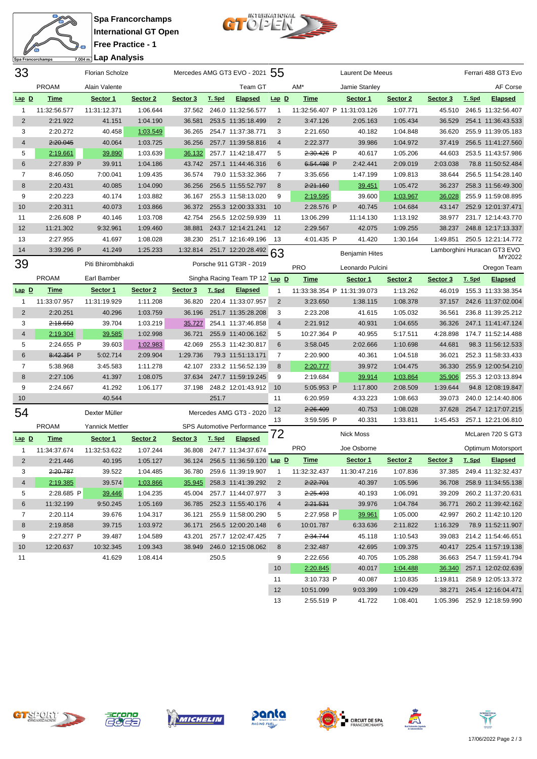# Spa Francorchamps
## International GT Open
## Free Practice - 1
## Lap Analysis

Spa Francorchamps 7.004 m.

### 33 — Florian Scholze / Alain Valente — PROAM — Mercedes AMG GT3 EVO - 2021 — Team GT

| Lap | D | Time | Sector 1 | Sector 2 | Sector 3 | T. Spd | Elapsed |
|---|---|---|---|---|---|---|---|
| 1 | | 11:32:56.577 | 11:31:12.371 | 1:06.644 | 37.562 | 246.0 | 11:32:56.577 |
| 2 | | 2:21.922 | 41.151 | 1:04.190 | 36.581 | 253.5 | 11:35:18.499 |
| 3 | | 2:20.272 | 40.458 | 1:03.549 | 36.265 | 254.7 | 11:37:38.771 |
| 4 | | ~~2:20.045~~ | 40.064 | 1:03.725 | 36.256 | 257.7 | 11:39:58.816 |
| 5 | | 2:19.661 | 39.890 | 1:03.639 | 36.132 | 257.7 | 11:42:18.477 |
| 6 | | 2:27.839 P | 39.911 | 1:04.186 | 43.742 | 257.1 | 11:44:46.316 |
| 7 | | 8:46.050 | 7:00.041 | 1:09.435 | 36.574 | 79.0 | 11:53:32.366 |
| 8 | | 2:20.431 | 40.085 | 1:04.090 | 36.256 | 256.5 | 11:55:52.797 |
| 9 | | 2:20.223 | 40.174 | 1:03.882 | 36.167 | 255.3 | 11:58:13.020 |
| 10 | | 2:20.311 | 40.073 | 1:03.866 | 36.372 | 255.3 | 12:00:33.331 |
| 11 | | 2:26.608 P | 40.146 | 1:03.708 | 42.754 | 255.9 | 12:02:59.939 |
| 12 | | 11:21.302 | 9:32.961 | 1:09.460 | 38.881 | 243.7 | 12:14:21.241 |
| 13 | | 2:27.955 | 41.697 | 1:08.028 | 38.230 | 251.7 | 12:16:49.196 |
| 14 | | 3:39.296 P | 41.249 | 1:25.233 | 1:32.814 | 251.7 | 12:20:28.492 |

### 39 — Piti Bhirombhakdi / Earl Bamber — PROAM — Porsche 911 GT3R - 2019 — Singha Racing Team TP 12

| Lap | D | Time | Sector 1 | Sector 2 | Sector 3 | T. Spd | Elapsed |
|---|---|---|---|---|---|---|---|
| 1 | | 11:33:07.957 | 11:31:19.929 | 1:11.208 | 36.820 | 220.4 | 11:33:07.957 |
| 2 | | 2:20.251 | 40.296 | 1:03.759 | 36.196 | 251.7 | 11:35:28.208 |
| 3 | | ~~2:18.650~~ | 39.704 | 1:03.219 | 35.727 | 254.1 | 11:37:46.858 |
| 4 | | 2:19.304 | 39.585 | 1:02.998 | 36.721 | 255.9 | 11:40:06.162 |
| 5 | | 2:24.655 P | 39.603 | 1:02.983 | 42.069 | 255.3 | 11:42:30.817 |
| 6 | | ~~8:42.354~~ P | 5:02.714 | 2:09.904 | 1:29.736 | 79.3 | 11:51:13.171 |
| 7 | | 5:38.968 | 3:45.583 | 1:11.278 | 42.107 | 233.2 | 11:56:52.139 |
| 8 | | 2:27.106 | 41.397 | 1:08.075 | 37.634 | 247.7 | 11:59:19.245 |
| 9 | | 2:24.667 | 41.292 | 1:06.177 | 37.198 | 248.2 | 12:01:43.912 |
| 10 | | | 40.544 | | | 251.7 | |

### 54 — Dexter Müller / Yannick Mettler — PROAM — Mercedes AMG GT3 - 2020 — SPS Automotive Performance

| Lap | D | Time | Sector 1 | Sector 2 | Sector 3 | T. Spd | Elapsed |
|---|---|---|---|---|---|---|---|
| 1 | | 11:34:37.674 | 11:32:53.622 | 1:07.244 | 36.808 | 247.7 | 11:34:37.674 |
| 2 | | 2:21.446 | 40.195 | 1:05.127 | 36.124 | 256.5 | 11:36:59.120 |
| 3 | | ~~2:20.787~~ | 39.522 | 1:04.485 | 36.780 | 259.6 | 11:39:19.907 |
| 4 | | 2:19.385 | 39.574 | 1:03.866 | 35.945 | 258.3 | 11:41:39.292 |
| 5 | | 2:28.685 P | 39.446 | 1:04.235 | 45.004 | 257.7 | 11:44:07.977 |
| 6 | | 11:32.199 | 9:50.245 | 1:05.169 | 36.785 | 252.3 | 11:55:40.176 |
| 7 | | 2:20.114 | 39.676 | 1:04.317 | 36.121 | 255.9 | 11:58:00.290 |
| 8 | | 2:19.858 | 39.715 | 1:03.972 | 36.171 | 256.5 | 12:00:20.148 |
| 9 | | 2:27.277 P | 39.487 | 1:04.589 | 43.201 | 257.7 | 12:02:47.425 |
| 10 | | 12:20.637 | 10:32.345 | 1:09.343 | 38.949 | 246.0 | 12:15:08.062 |
| 11 | | | 41.629 | 1:08.414 | | 250.5 | |

### 55 — Laurent De Meeus / Jamie Stanley — AM* — Ferrari 488 GT3 Evo — AF Corse

| Lap | D | Time | Sector 1 | Sector 2 | Sector 3 | T. Spd | Elapsed |
|---|---|---|---|---|---|---|---|
| 1 | | 11:32:56.407 P | 11:31:03.126 | 1:07.771 | 45.510 | 246.5 | 11:32:56.407 |
| 2 | | 3:47.126 | 2:05.163 | 1:05.434 | 36.529 | 254.1 | 11:36:43.533 |
| 3 | | 2:21.650 | 40.182 | 1:04.848 | 36.620 | 255.9 | 11:39:05.183 |
| 4 | | 2:22.377 | 39.986 | 1:04.972 | 37.419 | 256.5 | 11:41:27.560 |
| 5 | | ~~2:30.426~~ P | 40.617 | 1:05.206 | 44.603 | 253.5 | 11:43:57.986 |
| 6 | | ~~6:54.498~~ P | 2:42.441 | 2:09.019 | 2:03.038 | 78.8 | 11:50:52.484 |
| 7 | | 3:35.656 | 1:47.199 | 1:09.813 | 38.644 | 256.5 | 11:54:28.140 |
| 8 | | ~~2:21.160~~ | 39.451 | 1:05.472 | 36.237 | 258.3 | 11:56:49.300 |
| 9 | | 2:19.595 | 39.600 | 1:03.967 | 36.028 | 255.9 | 11:59:08.895 |
| 10 | | 2:28.576 P | 40.745 | 1:04.684 | 43.147 | 252.9 | 12:01:37.471 |
| 11 | | 13:06.299 | 11:14.130 | 1:13.192 | 38.977 | 231.7 | 12:14:43.770 |
| 12 | | 2:29.567 | 42.075 | 1:09.255 | 38.237 | 248.8 | 12:17:13.337 |
| 13 | | 4:01.435 P | 41.420 | 1:30.164 | 1:49.851 | 250.5 | 12:21:14.772 |

### 63 — Benjamin Hites / Leonardo Pulcini — PRO — Lamborghini Huracan GT3 EVO MY2022 — Oregon Team

| Lap | D | Time | Sector 1 | Sector 2 | Sector 3 | T. Spd | Elapsed |
|---|---|---|---|---|---|---|---|
| 1 | | 11:33:38.354 P | 11:31:39.073 | 1:13.262 | 46.019 | 155.3 | 11:33:38.354 |
| 2 | | 3:23.650 | 1:38.115 | 1:08.378 | 37.157 | 242.6 | 11:37:02.004 |
| 3 | | 2:23.208 | 41.615 | 1:05.032 | 36.561 | 236.8 | 11:39:25.212 |
| 4 | | 2:21.912 | 40.931 | 1:04.655 | 36.326 | 247.1 | 11:41:47.124 |
| 5 | | 10:27.364 P | 40.955 | 5:17.511 | 4:28.898 | 174.7 | 11:52:14.488 |
| 6 | | 3:58.045 | 2:02.666 | 1:10.698 | 44.681 | 98.3 | 11:56:12.533 |
| 7 | | 2:20.900 | 40.361 | 1:04.518 | 36.021 | 252.3 | 11:58:33.433 |
| 8 | | 2:20.777 | 39.972 | 1:04.475 | 36.330 | 255.9 | 12:00:54.210 |
| 9 | | 2:19.684 | 39.914 | 1:03.864 | 35.906 | 255.3 | 12:03:13.894 |
| 10 | | 5:05.953 P | 1:17.800 | 2:08.509 | 1:39.644 | 94.8 | 12:08:19.847 |
| 11 | | 6:20.959 | 4:33.223 | 1:08.663 | 39.073 | 240.0 | 12:14:40.806 |
| 12 | | ~~2:26.409~~ | 40.753 | 1:08.028 | 37.628 | 254.7 | 12:17:07.215 |
| 13 | | 3:59.595 P | 40.331 | 1:33.811 | 1:45.453 | 257.1 | 12:21:06.810 |

### 72 — Nick Moss / Joe Osborne — PRO — McLaren 720 S GT3 — Optimum Motorsport

| Lap | D | Time | Sector 1 | Sector 2 | Sector 3 | T. Spd | Elapsed |
|---|---|---|---|---|---|---|---|
| 1 | | 11:32:32.437 | 11:30:47.216 | 1:07.836 | 37.385 | 249.4 | 11:32:32.437 |
| 2 | | ~~2:22.701~~ | 40.397 | 1:05.596 | 36.708 | 258.9 | 11:34:55.138 |
| 3 | | ~~2:25.493~~ | 40.193 | 1:06.091 | 39.209 | 260.2 | 11:37:20.631 |
| 4 | | ~~2:21.531~~ | 39.976 | 1:04.784 | 36.771 | 260.2 | 11:39:42.162 |
| 5 | | 2:27.958 P | 39.961 | 1:05.000 | 42.997 | 260.2 | 11:42:10.120 |
| 6 | | 10:01.787 | 6:33.636 | 2:11.822 | 1:16.329 | 78.9 | 11:52:11.907 |
| 7 | | ~~2:34.744~~ | 45.118 | 1:10.543 | 39.083 | 214.2 | 11:54:46.651 |
| 8 | | 2:32.487 | 42.695 | 1:09.375 | 40.417 | 225.4 | 11:57:19.138 |
| 9 | | 2:22.656 | 40.705 | 1:05.288 | 36.663 | 254.7 | 11:59:41.794 |
| 10 | | 2:20.845 | 40.017 | 1:04.488 | 36.340 | 257.1 | 12:02:02.639 |
| 11 | | 3:10.733 P | 40.087 | 1:10.835 | 1:19.811 | 258.9 | 12:05:13.372 |
| 12 | | 10:51.099 | 9:03.399 | 1:09.429 | 38.271 | 245.4 | 12:16:04.471 |
| 13 | | 2:55.519 P | 41.722 | 1:08.401 | 1:05.396 | 252.9 | 12:18:59.990 |

17/06/2022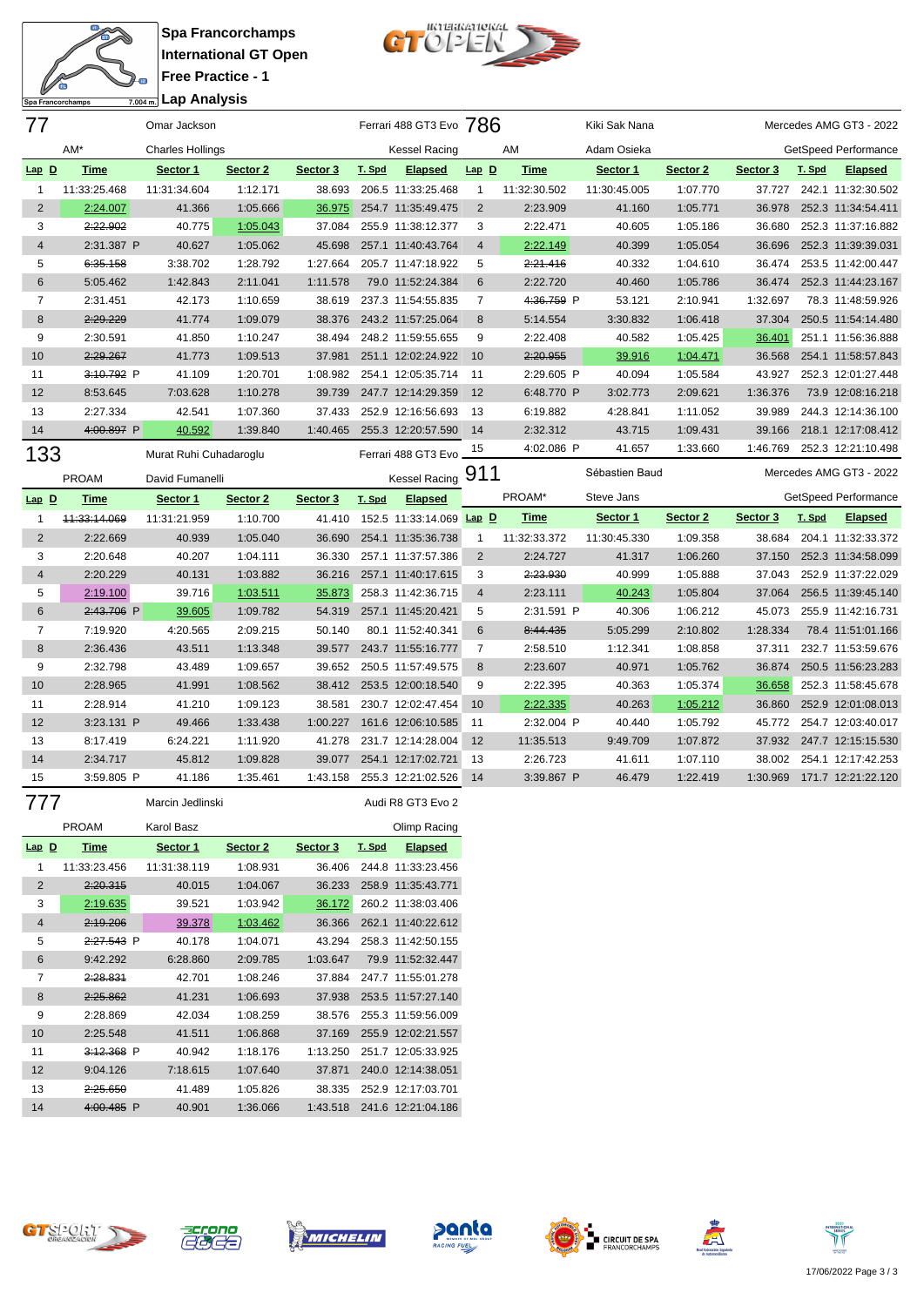**Spa Francorchamps**
**International GT Open**
**Free Practice - 1**
**Lap Analysis**

Spa Francorchamps 7.004 m.

## 77 — Omar Jackson — Ferrari 488 GT3 Evo

AM* — Charles Hollings — Kessel Racing

| Lap | D | Time | Sector 1 | Sector 2 | Sector 3 | T. Spd | Elapsed |
|---|---|---|---|---|---|---|---|
| 1 | | 11:33:25.468 | 11:31:34.604 | 1:12.171 | 38.693 | 206.5 | 11:33:25.468 |
| 2 | | 2:24.007 | 41.366 | 1:05.666 | 36.975 | 254.7 | 11:35:49.475 |
| 3 | | ~~2:22.902~~ | 40.775 | 1:05.043 | 37.084 | 255.9 | 11:38:12.377 |
| 4 | | 2:31.387 P | 40.627 | 1:05.062 | 45.698 | 257.1 | 11:40:43.764 |
| 5 | | ~~6:35.158~~ | 3:38.702 | 1:28.792 | 1:27.664 | 205.7 | 11:47:18.922 |
| 6 | | 5:05.462 | 1:42.843 | 2:11.041 | 1:11.578 | 79.0 | 11:52:24.384 |
| 7 | | 2:31.451 | 42.173 | 1:10.659 | 38.619 | 237.3 | 11:54:55.835 |
| 8 | | ~~2:29.229~~ | 41.774 | 1:09.079 | 38.376 | 243.2 | 11:57:25.064 |
| 9 | | 2:30.591 | 41.850 | 1:10.247 | 38.494 | 248.2 | 11:59:55.655 |
| 10 | | ~~2:29.267~~ | 41.773 | 1:09.513 | 37.981 | 251.1 | 12:02:24.922 |
| 11 | | ~~3:10.792~~ P | 41.109 | 1:20.701 | 1:08.982 | 254.1 | 12:05:35.714 |
| 12 | | 8:53.645 | 7:03.628 | 1:10.278 | 39.739 | 247.7 | 12:14:29.359 |
| 13 | | 2:27.334 | 42.541 | 1:07.360 | 37.433 | 252.9 | 12:16:56.693 |
| 14 | | ~~4:00.897~~ P | 40.592 | 1:39.840 | 1:40.465 | 255.3 | 12:20:57.590 |

## 133 — Murat Ruhi Cuhadaroglu — Ferrari 488 GT3 Evo

PROAM — David Fumanelli — Kessel Racing

| Lap | D | Time | Sector 1 | Sector 2 | Sector 3 | T. Spd | Elapsed |
|---|---|---|---|---|---|---|---|
| 1 | | ~~11:33:14.069~~ | 11:31:21.959 | 1:10.700 | 41.410 | 152.5 | 11:33:14.069 |
| 2 | | 2:22.669 | 40.939 | 1:05.040 | 36.690 | 254.1 | 11:35:36.738 |
| 3 | | 2:20.648 | 40.207 | 1:04.111 | 36.330 | 257.1 | 11:37:57.386 |
| 4 | | 2:20.229 | 40.131 | 1:03.882 | 36.216 | 257.1 | 11:40:17.615 |
| 5 | | 2:19.100 | 39.716 | 1:03.511 | 35.873 | 258.3 | 11:42:36.715 |
| 6 | | ~~2:43.706~~ P | 39.605 | 1:09.782 | 54.319 | 257.1 | 11:45:20.421 |
| 7 | | 7:19.920 | 4:20.565 | 2:09.215 | 50.140 | 80.1 | 11:52:40.341 |
| 8 | | 2:36.436 | 43.511 | 1:13.348 | 39.577 | 243.7 | 11:55:16.777 |
| 9 | | 2:32.798 | 43.489 | 1:09.657 | 39.652 | 250.5 | 11:57:49.575 |
| 10 | | 2:28.965 | 41.991 | 1:08.562 | 38.412 | 253.5 | 12:00:18.540 |
| 11 | | 2:28.914 | 41.210 | 1:09.123 | 38.581 | 230.7 | 12:02:47.454 |
| 12 | | 3:23.131 P | 49.466 | 1:33.438 | 1:00.227 | 161.6 | 12:06:10.585 |
| 13 | | 8:17.419 | 6:24.221 | 1:11.920 | 41.278 | 231.7 | 12:14:28.004 |
| 14 | | 2:34.717 | 45.812 | 1:09.828 | 39.077 | 254.1 | 12:17:02.721 |
| 15 | | 3:59.805 P | 41.186 | 1:35.461 | 1:43.158 | 255.3 | 12:21:02.526 |

## 777 — Marcin Jedlinski — Audi R8 GT3 Evo 2

PROAM — Karol Basz — Olimp Racing

| Lap | D | Time | Sector 1 | Sector 2 | Sector 3 | T. Spd | Elapsed |
|---|---|---|---|---|---|---|---|
| 1 | | 11:33:23.456 | 11:31:38.119 | 1:08.931 | 36.406 | 244.8 | 11:33:23.456 |
| 2 | | ~~2:20.315~~ | 40.015 | 1:04.067 | 36.233 | 258.9 | 11:35:43.771 |
| 3 | | 2:19.635 | 39.521 | 1:03.942 | 36.172 | 260.2 | 11:38:03.406 |
| 4 | | ~~2:19.206~~ | 39.378 | 1:03.462 | 36.366 | 262.1 | 11:40:22.612 |
| 5 | | ~~2:27.543~~ P | 40.178 | 1:04.071 | 43.294 | 258.3 | 11:42:50.155 |
| 6 | | 9:42.292 | 6:28.860 | 2:09.785 | 1:03.647 | 79.9 | 11:52:32.447 |
| 7 | | ~~2:28.831~~ | 42.701 | 1:08.246 | 37.884 | 247.7 | 11:55:01.278 |
| 8 | | ~~2:25.862~~ | 41.231 | 1:06.693 | 37.938 | 253.5 | 11:57:27.140 |
| 9 | | 2:28.869 | 42.034 | 1:08.259 | 38.576 | 255.3 | 11:59:56.009 |
| 10 | | 2:25.548 | 41.511 | 1:06.868 | 37.169 | 255.9 | 12:02:21.557 |
| 11 | | ~~3:12.368~~ P | 40.942 | 1:18.176 | 1:13.250 | 251.7 | 12:05:33.925 |
| 12 | | 9:04.126 | 7:18.615 | 1:07.640 | 37.871 | 240.0 | 12:14:38.051 |
| 13 | | ~~2:25.650~~ | 41.489 | 1:05.826 | 38.335 | 252.9 | 12:17:03.701 |
| 14 | | ~~4:00.485~~ P | 40.901 | 1:36.066 | 1:43.518 | 241.6 | 12:21:04.186 |

## 786 — Kiki Sak Nana — Mercedes AMG GT3 - 2022

AM — Adam Osieka — GetSpeed Performance

| Lap | D | Time | Sector 1 | Sector 2 | Sector 3 | T. Spd | Elapsed |
|---|---|---|---|---|---|---|---|
| 1 | | 11:32:30.502 | 11:30:45.005 | 1:07.770 | 37.727 | 242.1 | 11:32:30.502 |
| 2 | | 2:23.909 | 41.160 | 1:05.771 | 36.978 | 252.3 | 11:34:54.411 |
| 3 | | 2:22.471 | 40.605 | 1:05.186 | 36.680 | 252.3 | 11:37:16.882 |
| 4 | | 2:22.149 | 40.399 | 1:05.054 | 36.696 | 252.3 | 11:39:39.031 |
| 5 | | ~~2:21.416~~ | 40.332 | 1:04.610 | 36.474 | 253.5 | 11:42:00.447 |
| 6 | | 2:22.720 | 40.460 | 1:05.786 | 36.474 | 252.3 | 11:44:23.167 |
| 7 | | ~~4:36.759~~ P | 53.121 | 2:10.941 | 1:32.697 | 78.3 | 11:48:59.926 |
| 8 | | 5:14.554 | 3:30.832 | 1:06.418 | 37.304 | 250.5 | 11:54:14.480 |
| 9 | | 2:22.408 | 40.582 | 1:05.425 | 36.401 | 251.1 | 11:56:36.888 |
| 10 | | ~~2:20.955~~ | 39.916 | 1:04.471 | 36.568 | 254.1 | 11:58:57.843 |
| 11 | | 2:29.605 P | 40.094 | 1:05.584 | 43.927 | 252.3 | 12:01:27.448 |
| 12 | | 6:48.770 P | 3:02.773 | 2:09.621 | 1:36.376 | 73.9 | 12:08:16.218 |
| 13 | | 6:19.882 | 4:28.841 | 1:11.052 | 39.989 | 244.3 | 12:14:36.100 |
| 14 | | 2:32.312 | 43.715 | 1:09.431 | 39.166 | 218.1 | 12:17:08.412 |
| 15 | | 4:02.086 P | 41.657 | 1:33.660 | 1:46.769 | 252.3 | 12:21:10.498 |

## 911 — Sébastien Baud — Mercedes AMG GT3 - 2022

PROAM* — Steve Jans — GetSpeed Performance

| Lap | D | Time | Sector 1 | Sector 2 | Sector 3 | T. Spd | Elapsed |
|---|---|---|---|---|---|---|---|
| 1 | | 11:32:33.372 | 11:30:45.330 | 1:09.358 | 38.684 | 204.1 | 11:32:33.372 |
| 2 | | 2:24.727 | 41.317 | 1:06.260 | 37.150 | 252.3 | 11:34:58.099 |
| 3 | | ~~2:23.930~~ | 40.999 | 1:05.888 | 37.043 | 252.9 | 11:37:22.029 |
| 4 | | 2:23.111 | 40.243 | 1:05.804 | 37.064 | 256.5 | 11:39:45.140 |
| 5 | | 2:31.591 P | 40.306 | 1:06.212 | 45.073 | 255.9 | 11:42:16.731 |
| 6 | | ~~8:44.435~~ | 5:05.299 | 2:10.802 | 1:28.334 | 78.4 | 11:51:01.166 |
| 7 | | 2:58.510 | 1:12.341 | 1:08.858 | 37.311 | 232.7 | 11:53:59.676 |
| 8 | | 2:23.607 | 40.971 | 1:05.762 | 36.874 | 250.5 | 11:56:23.283 |
| 9 | | 2:22.395 | 40.363 | 1:05.374 | 36.658 | 252.3 | 11:58:45.678 |
| 10 | | 2:22.335 | 40.263 | 1:05.212 | 36.860 | 252.9 | 12:01:08.013 |
| 11 | | 2:32.004 P | 40.440 | 1:05.792 | 45.772 | 254.7 | 12:03:40.017 |
| 12 | | 11:35.513 | 9:49.709 | 1:07.872 | 37.932 | 247.7 | 12:15:15.530 |
| 13 | | 2:26.723 | 41.611 | 1:07.110 | 38.002 | 254.1 | 12:17:42.253 |
| 14 | | 3:39.867 P | 46.479 | 1:22.419 | 1:30.969 | 171.7 | 12:21:22.120 |

17/06/2022 Page 3 / 3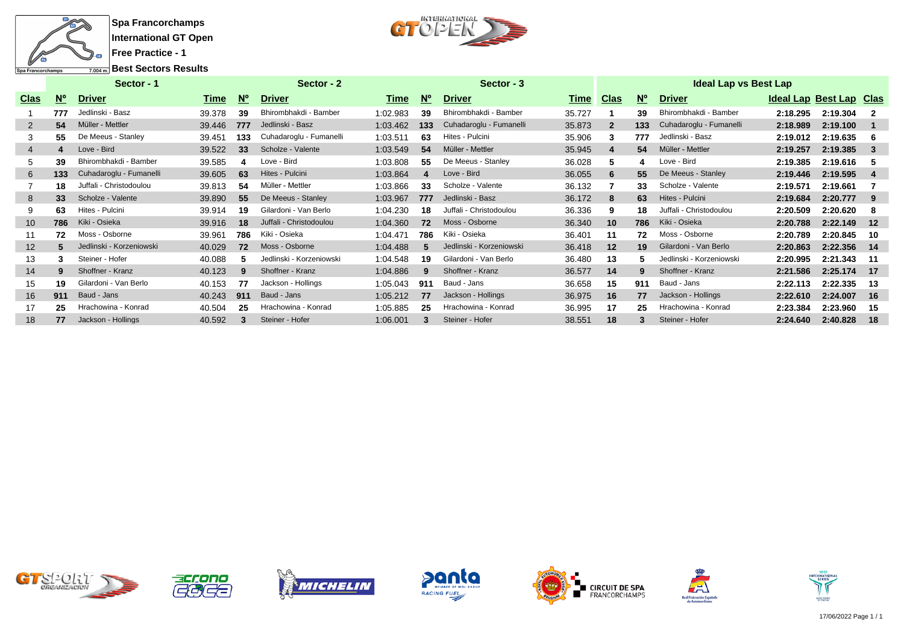**Spa Francorchamps**

**International GT Open**

**Free Practice - 1**

**Best Sectors Results**

| Sector - 1 | | | | Sector - 2 | | | Sector - 3 | | | Ideal Lap vs Best Lap | | | | | |
|---|---|---|---|---|---|---|---|---|---|---|---|---|---|---|---|
| Clas | Nº | Driver | Time | Nº | Driver | Time | Nº | Driver | Time | Clas | Nº | Driver | Ideal Lap | Best Lap | Clas |
| 1 | 777 | Jedlinski - Basz | 39.378 | 39 | Bhirombhakdi - Bamber | 1:02.983 | 39 | Bhirombhakdi - Bamber | 35.727 | 1 | 39 | Bhirombhakdi - Bamber | 2:18.295 | 2:19.304 | 2 |
| 2 | 54 | Müller - Mettler | 39.446 | 777 | Jedlinski - Basz | 1:03.462 | 133 | Cuhadaroglu - Fumanelli | 35.873 | 2 | 133 | Cuhadaroglu - Fumanelli | 2:18.989 | 2:19.100 | 1 |
| 3 | 55 | De Meeus - Stanley | 39.451 | 133 | Cuhadaroglu - Fumanelli | 1:03.511 | 63 | Hites - Pulcini | 35.906 | 3 | 777 | Jedlinski - Basz | 2:19.012 | 2:19.635 | 6 |
| 4 | 4 | Love - Bird | 39.522 | 33 | Scholze - Valente | 1:03.549 | 54 | Müller - Mettler | 35.945 | 4 | 54 | Müller - Mettler | 2:19.257 | 2:19.385 | 3 |
| 5 | 39 | Bhirombhakdi - Bamber | 39.585 | 4 | Love - Bird | 1:03.808 | 55 | De Meeus - Stanley | 36.028 | 5 | 4 | Love - Bird | 2:19.385 | 2:19.616 | 5 |
| 6 | 133 | Cuhadaroglu - Fumanelli | 39.605 | 63 | Hites - Pulcini | 1:03.864 | 4 | Love - Bird | 36.055 | 6 | 55 | De Meeus - Stanley | 2:19.446 | 2:19.595 | 4 |
| 7 | 18 | Juffali - Christodoulou | 39.813 | 54 | Müller - Mettler | 1:03.866 | 33 | Scholze - Valente | 36.132 | 7 | 33 | Scholze - Valente | 2:19.571 | 2:19.661 | 7 |
| 8 | 33 | Scholze - Valente | 39.890 | 55 | De Meeus - Stanley | 1:03.967 | 777 | Jedlinski - Basz | 36.172 | 8 | 63 | Hites - Pulcini | 2:19.684 | 2:20.777 | 9 |
| 9 | 63 | Hites - Pulcini | 39.914 | 19 | Gilardoni - Van Berlo | 1:04.230 | 18 | Juffali - Christodoulou | 36.336 | 9 | 18 | Juffali - Christodoulou | 2:20.509 | 2:20.620 | 8 |
| 10 | 786 | Kiki - Osieka | 39.916 | 18 | Juffali - Christodoulou | 1:04.360 | 72 | Moss - Osborne | 36.340 | 10 | 786 | Kiki - Osieka | 2:20.788 | 2:22.149 | 12 |
| 11 | 72 | Moss - Osborne | 39.961 | 786 | Kiki - Osieka | 1:04.471 | 786 | Kiki - Osieka | 36.401 | 11 | 72 | Moss - Osborne | 2:20.789 | 2:20.845 | 10 |
| 12 | 5 | Jedlinski - Korzeniowski | 40.029 | 72 | Moss - Osborne | 1:04.488 | 5 | Jedlinski - Korzeniowski | 36.418 | 12 | 19 | Gilardoni - Van Berlo | 2:20.863 | 2:22.356 | 14 |
| 13 | 3 | Steiner - Hofer | 40.088 | 5 | Jedlinski - Korzeniowski | 1:04.548 | 19 | Gilardoni - Van Berlo | 36.480 | 13 | 5 | Jedlinski - Korzeniowski | 2:20.995 | 2:21.343 | 11 |
| 14 | 9 | Shoffner - Kranz | 40.123 | 9 | Shoffner - Kranz | 1:04.886 | 9 | Shoffner - Kranz | 36.577 | 14 | 9 | Shoffner - Kranz | 2:21.586 | 2:25.174 | 17 |
| 15 | 19 | Gilardoni - Van Berlo | 40.153 | 77 | Jackson - Hollings | 1:05.043 | 911 | Baud - Jans | 36.658 | 15 | 911 | Baud - Jans | 2:22.113 | 2:22.335 | 13 |
| 16 | 911 | Baud - Jans | 40.243 | 911 | Baud - Jans | 1:05.212 | 77 | Jackson - Hollings | 36.975 | 16 | 77 | Jackson - Hollings | 2:22.610 | 2:24.007 | 16 |
| 17 | 25 | Hrachowina - Konrad | 40.504 | 25 | Hrachowina - Konrad | 1:05.885 | 25 | Hrachowina - Konrad | 36.995 | 17 | 25 | Hrachowina - Konrad | 2:23.384 | 2:23.960 | 15 |
| 18 | 77 | Jackson - Hollings | 40.592 | 3 | Steiner - Hofer | 1:06.001 | 3 | Steiner - Hofer | 38.551 | 18 | 3 | Steiner - Hofer | 2:24.640 | 2:40.828 | 18 |

17/06/2022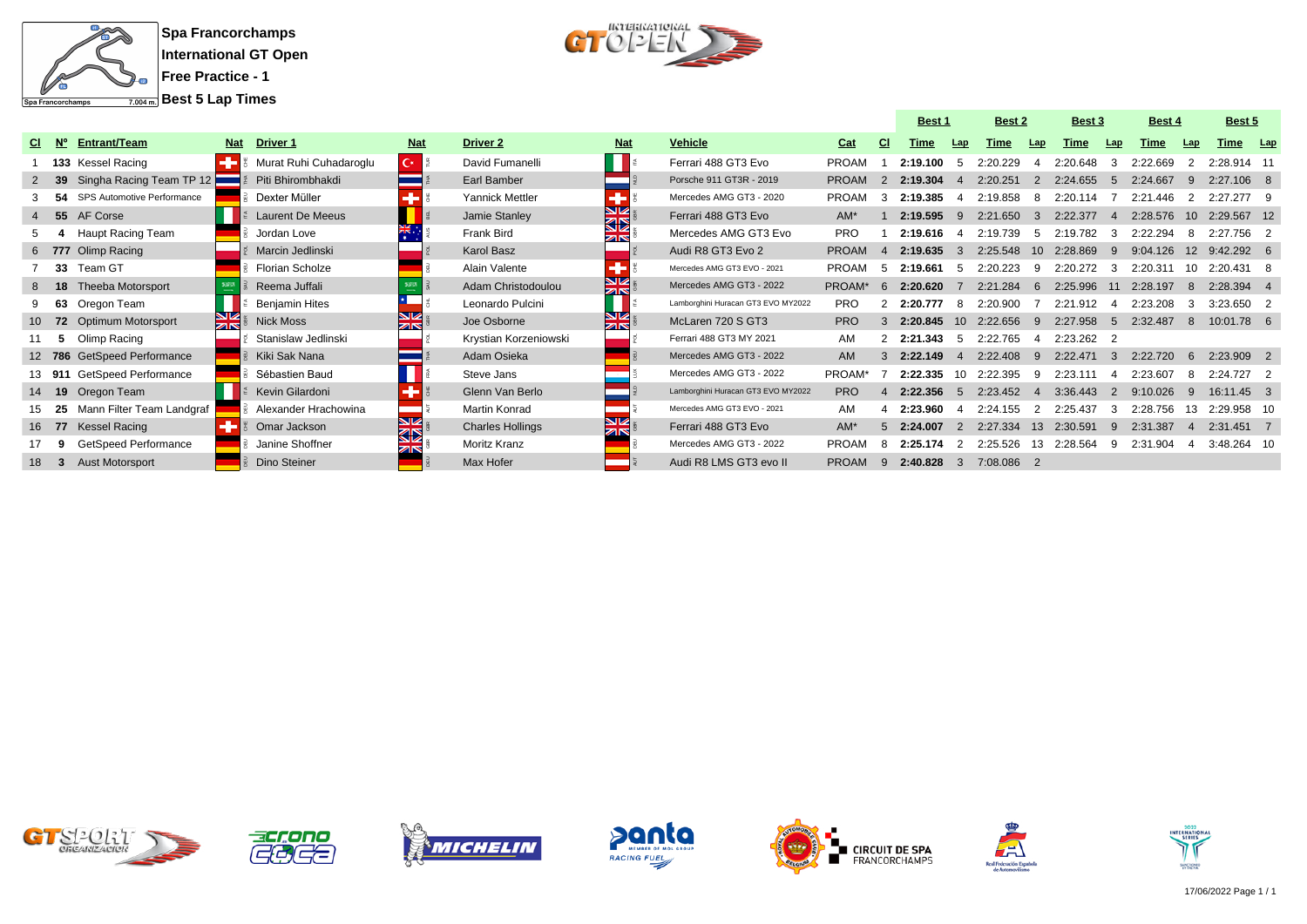# Spa Francorchamps

## International GT Open

### Free Practice - 1

### Best 5 Lap Times

| Cl | Nº | Entrant/Team | Nat | Driver 1 | Nat | Driver 2 | Nat | Vehicle | Cat | Cl | Best 1 Time | Lap | Best 2 Time | Lap | Best 3 Time | Lap | Best 4 Time | Lap | Best 5 Time | Lap |
|---|---|---|---|---|---|---|---|---|---|---|---|---|---|---|---|---|---|---|---|---|
| 1 | 133 | Kessel Racing | CHE | Murat Ruhi Cuhadaroglu | TUR | David Fumanelli | ITA | Ferrari 488 GT3 Evo | PROAM | 1 | **2:19.100** | 5 | 2:20.229 | 4 | 2:20.648 | 3 | 2:22.669 | 2 | 2:28.914 | 11 |
| 2 | 39 | Singha Racing Team TP 12 | THA | Piti Bhirombhakdi | THA | Earl Bamber | NZL | Porsche 911 GT3R - 2019 | PROAM | 2 | **2:19.304** | 4 | 2:20.251 | 2 | 2:24.655 | 5 | 2:24.667 | 9 | 2:27.106 | 8 |
| 3 | 54 | SPS Automotive Performance | DEU | Dexter Müller | CHE | Yannick Mettler | CHE | Mercedes AMG GT3 - 2020 | PROAM | 3 | **2:19.385** | 4 | 2:19.858 | 8 | 2:20.114 | 7 | 2:21.446 | 2 | 2:27.277 | 9 |
| 4 | 55 | AF Corse | ITA | Laurent De Meeus | BEL | Jamie Stanley | GBR | Ferrari 488 GT3 Evo | AM* | 1 | **2:19.595** | 9 | 2:21.650 | 3 | 2:22.377 | 4 | 2:28.576 | 10 | 2:29.567 | 12 |
| 5 | 4 | Haupt Racing Team | DEU | Jordan Love | AUS | Frank Bird | GBR | Mercedes AMG GT3 Evo | PRO | 1 | **2:19.616** | 4 | 2:19.739 | 5 | 2:19.782 | 3 | 2:22.294 | 8 | 2:27.756 | 2 |
| 6 | 777 | Olimp Racing | POL | Marcin Jedlinski | POL | Karol Basz | POL | Audi R8 GT3 Evo 2 | PROAM | 4 | **2:19.635** | 3 | 2:25.548 | 10 | 2:28.869 | 9 | 9:04.126 | 12 | 9:42.292 | 6 |
| 7 | 33 | Team GT | DEU | Florian Scholze | DEU | Alain Valente | CHE | Mercedes AMG GT3 EVO - 2021 | PROAM | 5 | **2:19.661** | 5 | 2:20.223 | 9 | 2:20.272 | 3 | 2:20.311 | 10 | 2:20.431 | 8 |
| 8 | 18 | Theeba Motorsport | SAU | Reema Juffali | SAU | Adam Christodoulou | GBR | Mercedes AMG GT3 - 2022 | PROAM* | 6 | **2:20.620** | 7 | 2:21.284 | 6 | 2:25.996 | 11 | 2:28.197 | 8 | 2:28.394 | 4 |
| 9 | 63 | Oregon Team | ITA | Benjamin Hites | CHL | Leonardo Pulcini | ITA | Lamborghini Huracan GT3 EVO MY2022 | PRO | 2 | **2:20.777** | 8 | 2:20.900 | 7 | 2:21.912 | 4 | 2:23.208 | 3 | 3:23.650 | 2 |
| 10 | 72 | Optimum Motorsport | GBR | Nick Moss | GBR | Joe Osborne | GBR | McLaren 720 S GT3 | PRO | 3 | **2:20.845** | 10 | 2:22.656 | 9 | 2:27.958 | 5 | 2:32.487 | 8 | 10:01.78 | 6 |
| 11 | 5 | Olimp Racing | POL | Stanislaw Jedlinski | POL | Krystian Korzeniowski | POL | Ferrari 488 GT3 MY 2021 | AM | 2 | **2:21.343** | 5 | 2:22.765 | 4 | 2:23.262 | 2 | | | | |
| 12 | 786 | GetSpeed Performance | DEU | Kiki Sak Nana | THA | Adam Osieka | DEU | Mercedes AMG GT3 - 2022 | AM | 3 | **2:22.149** | 4 | 2:22.408 | 9 | 2:22.471 | 3 | 2:22.720 | 6 | 2:23.909 | 2 |
| 13 | 911 | GetSpeed Performance | DEU | Sébastien Baud | FRA | Steve Jans | LUX | Mercedes AMG GT3 - 2022 | PROAM* | 7 | **2:22.335** | 10 | 2:22.395 | 9 | 2:23.111 | 4 | 2:23.607 | 8 | 2:24.727 | 2 |
| 14 | 19 | Oregon Team | ITA | Kevin Gilardoni | CHE | Glenn Van Berlo | NLD | Lamborghini Huracan GT3 EVO MY2022 | PRO | 4 | **2:22.356** | 5 | 2:23.452 | 4 | 3:36.443 | 2 | 9:10.026 | 9 | 16:11.45 | 3 |
| 15 | 25 | Mann Filter Team Landgraf | DEU | Alexander Hrachowina | AUT | Martin Konrad | AUT | Mercedes AMG GT3 EVO - 2021 | AM | 4 | **2:23.960** | 4 | 2:24.155 | 2 | 2:25.437 | 3 | 2:28.756 | 13 | 2:29.958 | 10 |
| 16 | 77 | Kessel Racing | CHE | Omar Jackson | GBR | Charles Hollings | GBR | Ferrari 488 GT3 Evo | AM* | 5 | **2:24.007** | 2 | 2:27.334 | 13 | 2:30.591 | 9 | 2:31.387 | 4 | 2:31.451 | 7 |
| 17 | 9 | GetSpeed Performance | DEU | Janine Shoffner | GBR | Moritz Kranz | DEU | Mercedes AMG GT3 - 2022 | PROAM | 8 | **2:25.174** | 2 | 2:25.526 | 13 | 2:28.564 | 9 | 2:31.904 | 4 | 3:48.264 | 10 |
| 18 | 3 | Aust Motorsport | DEU | Dino Steiner | DEU | Max Hofer | AUT | Audi R8 LMS GT3 evo II | PROAM | 9 | **2:40.828** | 3 | 7:08.086 | 2 | | | | | | |

17/06/2022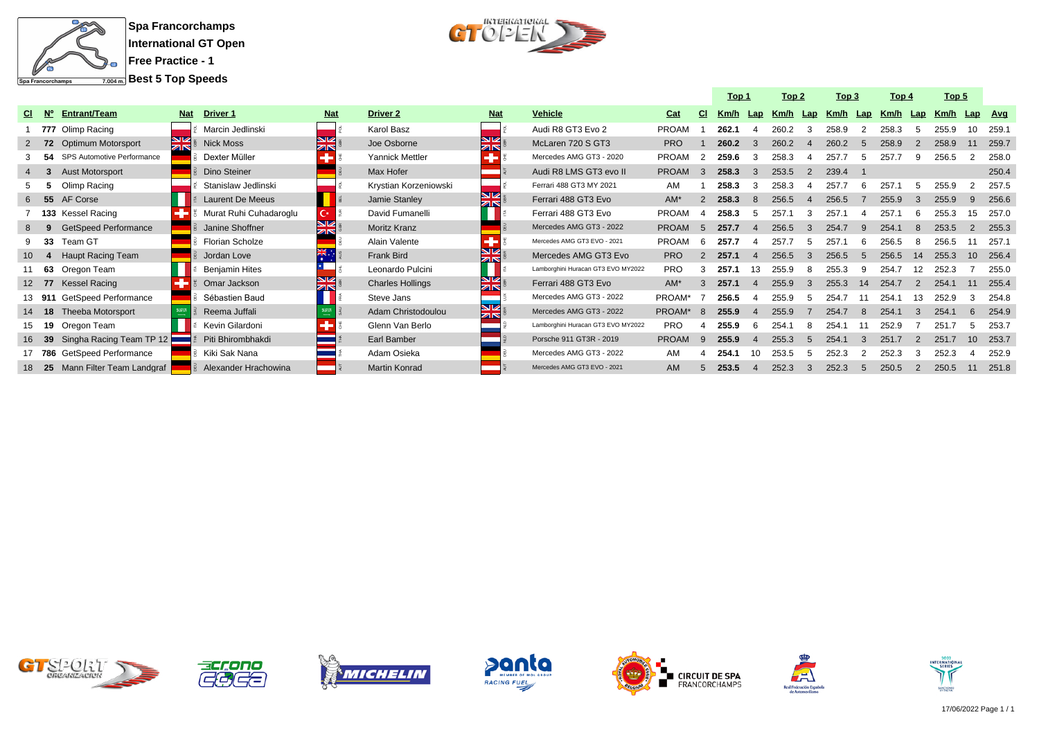**Spa Francorchamps**
**International GT Open**
**Free Practice - 1**
**Best 5 Top Speeds**

| Cl | Nº | Entrant/Team | Nat | Driver 1 | Nat | Driver 2 | Nat | Vehicle | Cat | Cl | Top 1 Km/h | Top 1 Lap | Top 2 Km/h | Top 2 Lap | Top 3 Km/h | Top 3 Lap | Top 4 Km/h | Top 4 Lap | Top 5 Km/h | Top 5 Lap | Avg |
|---|---|---|---|---|---|---|---|---|---|---|---|---|---|---|---|---|---|---|---|---|---|
| 1 | 777 | Olimp Racing | POL | Marcin Jedlinski | POL | Karol Basz | POL | Audi R8 GT3 Evo 2 | PROAM | 1 | **262.1** | 4 | 260.2 | 3 | 258.9 | 2 | 258.3 | 5 | 255.9 | 10 | 259.1 |
| 2 | 72 | Optimum Motorsport | GBR | Nick Moss | GBR | Joe Osborne | GBR | McLaren 720 S GT3 | PRO | 1 | **260.2** | 3 | 260.2 | 4 | 260.2 | 5 | 258.9 | 2 | 258.9 | 11 | 259.7 |
| 3 | 54 | SPS Automotive Performance | DEU | Dexter Müller | CHE | Yannick Mettler | CHE | Mercedes AMG GT3 - 2020 | PROAM | 2 | **259.6** | 3 | 258.3 | 4 | 257.7 | 5 | 257.7 | 9 | 256.5 | 2 | 258.0 |
| 4 | 3 | Aust Motorsport | DEU | Dino Steiner | DEU | Max Hofer | AUT | Audi R8 LMS GT3 evo II | PROAM | 3 | **258.3** | 3 | 253.5 | 2 | 239.4 | 1 | | | | | 250.4 |
| 5 | 5 | Olimp Racing | POL | Stanislaw Jedlinski | POL | Krystian Korzeniowski | POL | Ferrari 488 GT3 MY 2021 | AM | 1 | **258.3** | 3 | 258.3 | 4 | 257.7 | 6 | 257.1 | 5 | 255.9 | 2 | 257.5 |
| 6 | 55 | AF Corse | ITA | Laurent De Meeus | BEL | Jamie Stanley | GBR | Ferrari 488 GT3 Evo | AM* | 2 | **258.3** | 8 | 256.5 | 4 | 256.5 | 7 | 255.9 | 3 | 255.9 | 9 | 256.6 |
| 7 | 133 | Kessel Racing | CHE | Murat Ruhi Cuhadaroglu | TUR | David Fumanelli | ITA | Ferrari 488 GT3 Evo | PROAM | 4 | **258.3** | 5 | 257.1 | 3 | 257.1 | 4 | 257.1 | 6 | 255.3 | 15 | 257.0 |
| 8 | 9 | GetSpeed Performance | DEU | Janine Shoffner | GBR | Moritz Kranz | DEU | Mercedes AMG GT3 - 2022 | PROAM | 5 | **257.7** | 4 | 256.5 | 3 | 254.7 | 9 | 254.1 | 8 | 253.5 | 2 | 255.3 |
| 9 | 33 | Team GT | DEU | Florian Scholze | DEU | Alain Valente | CHE | Mercedes AMG GT3 EVO - 2021 | PROAM | 6 | **257.7** | 4 | 257.7 | 5 | 257.1 | 6 | 256.5 | 8 | 256.5 | 11 | 257.1 |
| 10 | 4 | Haupt Racing Team | DEU | Jordan Love | AUS | Frank Bird | GBR | Mercedes AMG GT3 Evo | PRO | 2 | **257.1** | 4 | 256.5 | 3 | 256.5 | 5 | 256.5 | 14 | 255.3 | 10 | 256.4 |
| 11 | 63 | Oregon Team | ITA | Benjamin Hites | CHL | Leonardo Pulcini | ITA | Lamborghini Huracan GT3 EVO MY2022 | PRO | 3 | **257.1** | 13 | 255.9 | 8 | 255.3 | 9 | 254.7 | 12 | 252.3 | 7 | 255.0 |
| 12 | 77 | Kessel Racing | CHE | Omar Jackson | GBR | Charles Hollings | GBR | Ferrari 488 GT3 Evo | AM* | 3 | **257.1** | 4 | 255.9 | 3 | 255.3 | 14 | 254.7 | 2 | 254.1 | 11 | 255.4 |
| 13 | 911 | GetSpeed Performance | DEU | Sébastien Baud | FRA | Steve Jans | LUX | Mercedes AMG GT3 - 2022 | PROAM* | 7 | **256.5** | 4 | 255.9 | 5 | 254.7 | 11 | 254.1 | 13 | 252.9 | 3 | 254.8 |
| 14 | 18 | Theeba Motorsport | SAU | Reema Juffali | SAU | Adam Christodoulou | GBR | Mercedes AMG GT3 - 2022 | PROAM* | 8 | **255.9** | 4 | 255.9 | 7 | 254.7 | 8 | 254.1 | 3 | 254.1 | 6 | 254.9 |
| 15 | 19 | Oregon Team | ITA | Kevin Gilardoni | CHE | Glenn Van Berlo | NLD | Lamborghini Huracan GT3 EVO MY2022 | PRO | 4 | **255.9** | 6 | 254.1 | 8 | 254.1 | 11 | 252.9 | 7 | 251.7 | 5 | 253.7 |
| 16 | 39 | Singha Racing Team TP 12 | THA | Piti Bhirombhakdi | THA | Earl Bamber | NZL | Porsche 911 GT3R - 2019 | PROAM | 9 | **255.9** | 4 | 255.3 | 5 | 254.1 | 3 | 251.7 | 2 | 251.7 | 10 | 253.7 |
| 17 | 786 | GetSpeed Performance | DEU | Kiki Sak Nana | THA | Adam Osieka | DEU | Mercedes AMG GT3 - 2022 | AM | 4 | **254.1** | 10 | 253.5 | 5 | 252.3 | 2 | 252.3 | 3 | 252.3 | 4 | 252.9 |
| 18 | 25 | Mann Filter Team Landgraf | DEU | Alexander Hrachowina | AUT | Martin Konrad | AUT | Mercedes AMG GT3 EVO - 2021 | AM | 5 | **253.5** | 4 | 252.3 | 3 | 252.3 | 5 | 250.5 | 2 | 250.5 | 11 | 251.8 |

17/06/2022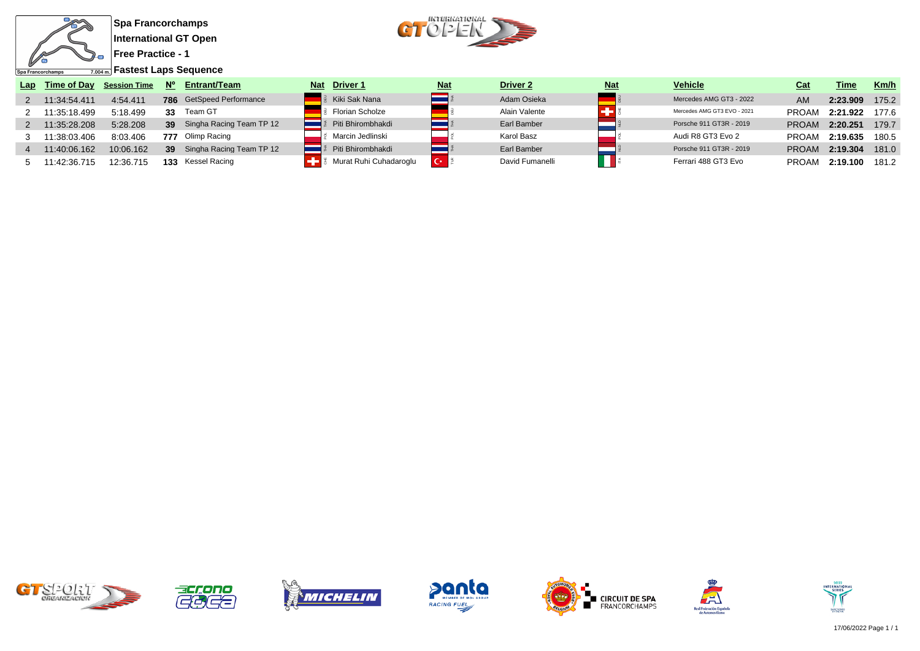**Spa Francorchamps**

**International GT Open**

**Free Practice - 1**

**Fastest Laps Sequence**

| Lap | Time of Day | Session Time | Nº | Entrant/Team | Nat | Driver 1 | Nat | Driver 2 | Nat | Vehicle | Cat | Time | Km/h |
|---|---|---|---|---|---|---|---|---|---|---|---|---|---|
| 2 | 11:34:54.411 | 4:54.411 | 786 | GetSpeed Performance | DEU | Kiki Sak Nana | THA | Adam Osieka | DEU | Mercedes AMG GT3 - 2022 | AM | 2:23.909 | 175.2 |
| 2 | 11:35:18.499 | 5:18.499 | 33 | Team GT | DEU | Florian Scholze | DEU | Alain Valente | CHE | Mercedes AMG GT3 EVO - 2021 | PROAM | 2:21.922 | 177.6 |
| 2 | 11:35:28.208 | 5:28.208 | 39 | Singha Racing Team TP 12 | THA | Piti Bhirombhakdi | THA | Earl Bamber | NLD | Porsche 911 GT3R - 2019 | PROAM | 2:20.251 | 179.7 |
| 3 | 11:38:03.406 | 8:03.406 | 777 | Olimp Racing | POL | Marcin Jedlinski | POL | Karol Basz | POL | Audi R8 GT3 Evo 2 | PROAM | 2:19.635 | 180.5 |
| 4 | 11:40:06.162 | 10:06.162 | 39 | Singha Racing Team TP 12 | THA | Piti Bhirombhakdi | THA | Earl Bamber | NLD | Porsche 911 GT3R - 2019 | PROAM | 2:19.304 | 181.0 |
| 5 | 11:42:36.715 | 12:36.715 | 133 | Kessel Racing | CHE | Murat Ruhi Cuhadaroglu | TUR | David Fumanelli | ITA | Ferrari 488 GT3 Evo | PROAM | 2:19.100 | 181.2 |

17/06/2022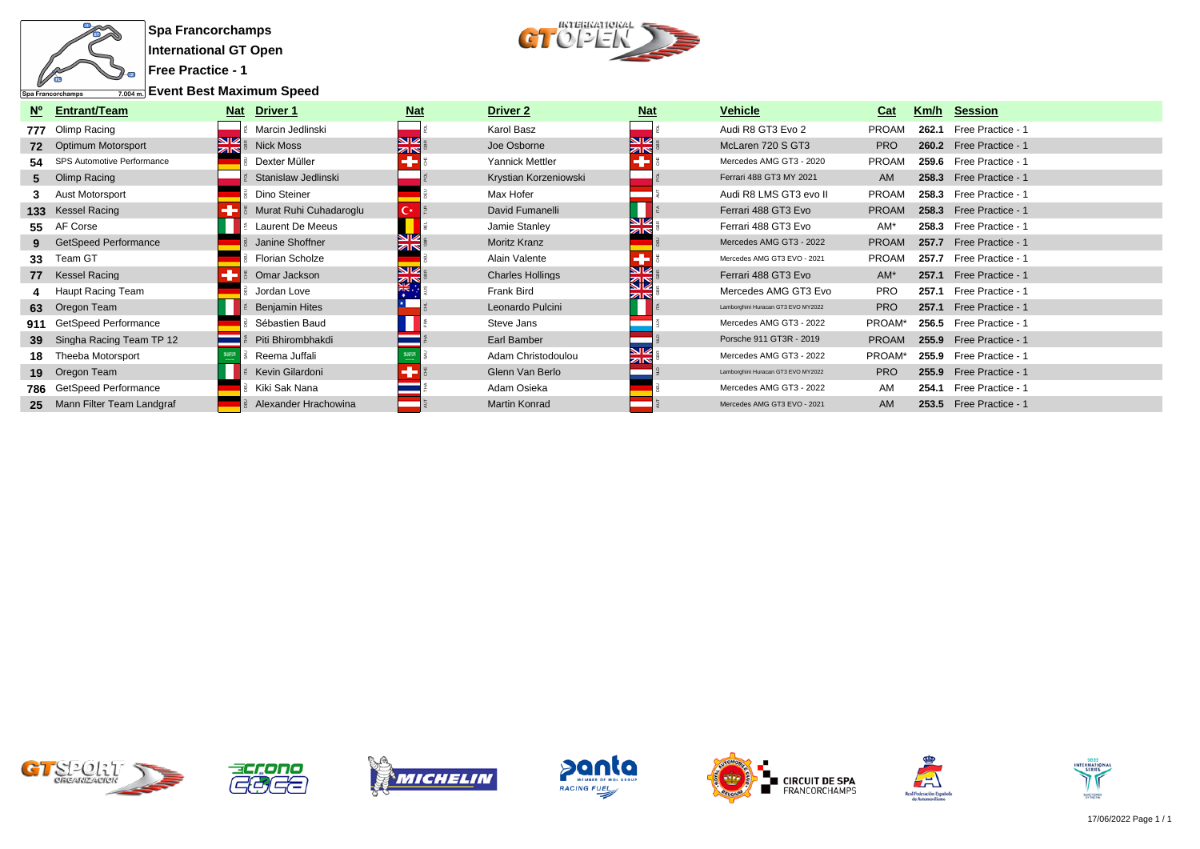**Spa Francorchamps**

**International GT Open**

**Free Practice - 1**

**Event Best Maximum Speed**

| Nº | Entrant/Team | Nat | Driver 1 | Nat | Driver 2 | Nat | Vehicle | Cat | Km/h | Session |
|---|---|---|---|---|---|---|---|---|---|---|
| 777 | Olimp Racing | POL | Marcin Jedlinski | POL | Karol Basz | POL | Audi R8 GT3 Evo 2 | PROAM | 262.1 | Free Practice - 1 |
| 72 | Optimum Motorsport | GBR | Nick Moss | GBR | Joe Osborne | GBR | McLaren 720 S GT3 | PRO | 260.2 | Free Practice - 1 |
| 54 | SPS Automotive Performance | DEU | Dexter Müller | CHE | Yannick Mettler | CHE | Mercedes AMG GT3 - 2020 | PROAM | 259.6 | Free Practice - 1 |
| 5 | Olimp Racing | POL | Stanislaw Jedlinski | POL | Krystian Korzeniowski | POL | Ferrari 488 GT3 MY 2021 | AM | 258.3 | Free Practice - 1 |
| 3 | Aust Motorsport | DEU | Dino Steiner | DEU | Max Hofer | AUT | Audi R8 LMS GT3 evo II | PROAM | 258.3 | Free Practice - 1 |
| 133 | Kessel Racing | CHE | Murat Ruhi Cuhadaroglu | TUR | David Fumanelli | ITA | Ferrari 488 GT3 Evo | PROAM | 258.3 | Free Practice - 1 |
| 55 | AF Corse | ITA | Laurent De Meeus | BEL | Jamie Stanley | GBR | Ferrari 488 GT3 Evo | AM* | 258.3 | Free Practice - 1 |
| 9 | GetSpeed Performance | DEU | Janine Shoffner | GBR | Moritz Kranz | DEU | Mercedes AMG GT3 - 2022 | PROAM | 257.7 | Free Practice - 1 |
| 33 | Team GT | DEU | Florian Scholze | DEU | Alain Valente | CHE | Mercedes AMG GT3 EVO - 2021 | PROAM | 257.7 | Free Practice - 1 |
| 77 | Kessel Racing | CHE | Omar Jackson | GBR | Charles Hollings | GBR | Ferrari 488 GT3 Evo | AM* | 257.1 | Free Practice - 1 |
| 4 | Haupt Racing Team | DEU | Jordan Love | AUS | Frank Bird | GBR | Mercedes AMG GT3 Evo | PRO | 257.1 | Free Practice - 1 |
| 63 | Oregon Team | ITA | Benjamin Hites | CHL | Leonardo Pulcini | ITA | Lamborghini Huracan GT3 EVO MY2022 | PRO | 257.1 | Free Practice - 1 |
| 911 | GetSpeed Performance | DEU | Sébastien Baud | FRA | Steve Jans | LUX | Mercedes AMG GT3 - 2022 | PROAM* | 256.5 | Free Practice - 1 |
| 39 | Singha Racing Team TP 12 | THA | Piti Bhirombhakdi | THA | Earl Bamber | NZL | Porsche 911 GT3R - 2019 | PROAM | 255.9 | Free Practice - 1 |
| 18 | Theeba Motorsport | SAU | Reema Juffali | SAU | Adam Christodoulou | GBR | Mercedes AMG GT3 - 2022 | PROAM* | 255.9 | Free Practice - 1 |
| 19 | Oregon Team | ITA | Kevin Gilardoni | CHE | Glenn Van Berlo | NLD | Lamborghini Huracan GT3 EVO MY2022 | PRO | 255.9 | Free Practice - 1 |
| 786 | GetSpeed Performance | DEU | Kiki Sak Nana | THA | Adam Osieka | DEU | Mercedes AMG GT3 - 2022 | AM | 254.1 | Free Practice - 1 |
| 25 | Mann Filter Team Landgraf | DEU | Alexander Hrachowina | AUT | Martin Konrad | AUT | Mercedes AMG GT3 EVO - 2021 | AM | 253.5 | Free Practice - 1 |

17/06/2022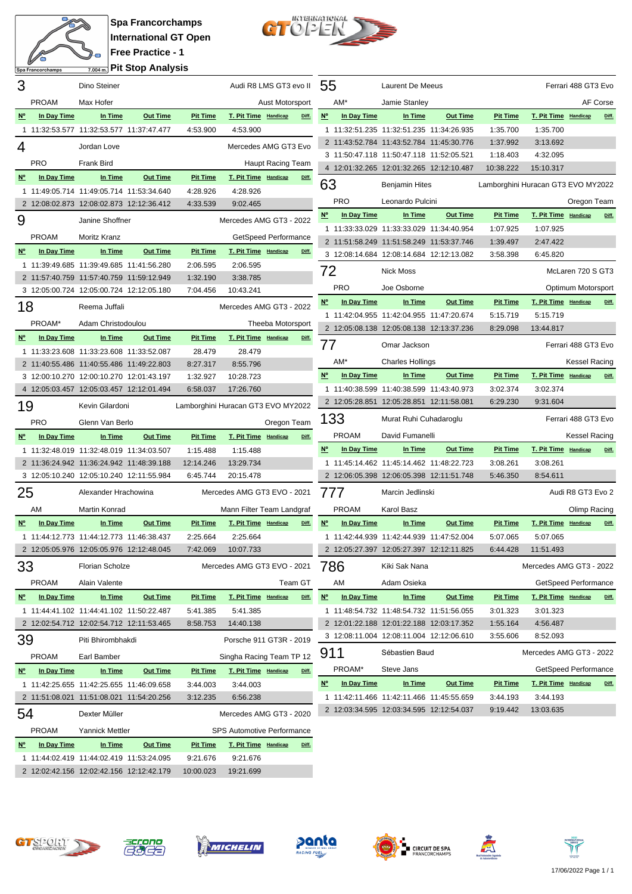# Spa Francorchamps
# International GT Open
# Free Practice - 1
# Pit Stop Analysis

Spa Francorchamps 7.004 m.

## 3 — Dino Steiner — Audi R8 LMS GT3 evo II

PROAM — Max Hofer — Aust Motorsport

| Nº | In Day Time | In Time | Out Time | Pit Time | T. Pit Time | Handicap | Diff. |
|---|---|---|---|---|---|---|---|
| 1 | 11:32:53.577 | 11:32:53.577 | 11:37:47.477 | 4:53.900 | 4:53.900 | | |

## 4 — Jordan Love — Mercedes AMG GT3 Evo

PRO — Frank Bird — Haupt Racing Team

| Nº | In Day Time | In Time | Out Time | Pit Time | T. Pit Time | Handicap | Diff. |
|---|---|---|---|---|---|---|---|
| 1 | 11:49:05.714 | 11:49:05.714 | 11:53:34.640 | 4:28.926 | 4:28.926 | | |
| 2 | 12:08:02.873 | 12:08:02.873 | 12:12:36.412 | 4:33.539 | 9:02.465 | | |

## 9 — Janine Shoffner — Mercedes AMG GT3 - 2022

PROAM — Moritz Kranz — GetSpeed Performance

| Nº | In Day Time | In Time | Out Time | Pit Time | T. Pit Time | Handicap | Diff. |
|---|---|---|---|---|---|---|---|
| 1 | 11:39:49.685 | 11:39:49.685 | 11:41:56.280 | 2:06.595 | 2:06.595 | | |
| 2 | 11:57:40.759 | 11:57:40.759 | 11:59:12.949 | 1:32.190 | 3:38.785 | | |
| 3 | 12:05:00.724 | 12:05:00.724 | 12:12:05.180 | 7:04.456 | 10:43.241 | | |

## 18 — Reema Juffali — Mercedes AMG GT3 - 2022

PROAM* — Adam Christodoulou — Theeba Motorsport

| Nº | In Day Time | In Time | Out Time | Pit Time | T. Pit Time | Handicap | Diff. |
|---|---|---|---|---|---|---|---|
| 1 | 11:33:23.608 | 11:33:23.608 | 11:33:52.087 | 28.479 | 28.479 | | |
| 2 | 11:40:55.486 | 11:40:55.486 | 11:49:22.803 | 8:27.317 | 8:55.796 | | |
| 3 | 12:00:10.270 | 12:00:10.270 | 12:01:43.197 | 1:32.927 | 10:28.723 | | |
| 4 | 12:05:03.457 | 12:05:03.457 | 12:12:01.494 | 6:58.037 | 17:26.760 | | |

## 19 — Kevin Gilardoni — Lamborghini Huracan GT3 EVO MY2022

PRO — Glenn Van Berlo — Oregon Team

| Nº | In Day Time | In Time | Out Time | Pit Time | T. Pit Time | Handicap | Diff. |
|---|---|---|---|---|---|---|---|
| 1 | 11:32:48.019 | 11:32:48.019 | 11:34:03.507 | 1:15.488 | 1:15.488 | | |
| 2 | 11:36:24.942 | 11:36:24.942 | 11:48:39.188 | 12:14.246 | 13:29.734 | | |
| 3 | 12:05:10.240 | 12:05:10.240 | 12:11:55.984 | 6:45.744 | 20:15.478 | | |

## 25 — Alexander Hrachowina — Mercedes AMG GT3 EVO - 2021

AM — Martin Konrad — Mann Filter Team Landgraf

| Nº | In Day Time | In Time | Out Time | Pit Time | T. Pit Time | Handicap | Diff. |
|---|---|---|---|---|---|---|---|
| 1 | 11:44:12.773 | 11:44:12.773 | 11:46:38.437 | 2:25.664 | 2:25.664 | | |
| 2 | 12:05:05.976 | 12:05:05.976 | 12:12:48.045 | 7:42.069 | 10:07.733 | | |

## 33 — Florian Scholze — Mercedes AMG GT3 EVO - 2021

PROAM — Alain Valente — Team GT

| Nº | In Day Time | In Time | Out Time | Pit Time | T. Pit Time | Handicap | Diff. |
|---|---|---|---|---|---|---|---|
| 1 | 11:44:41.102 | 11:44:41.102 | 11:50:22.487 | 5:41.385 | 5:41.385 | | |
| 2 | 12:02:54.712 | 12:02:54.712 | 12:11:53.465 | 8:58.753 | 14:40.138 | | |

## 39 — Piti Bhirombhakdi — Porsche 911 GT3R - 2019

PROAM — Earl Bamber — Singha Racing Team TP 12

| Nº | In Day Time | In Time | Out Time | Pit Time | T. Pit Time | Handicap | Diff. |
|---|---|---|---|---|---|---|---|
| 1 | 11:42:25.655 | 11:42:25.655 | 11:46:09.658 | 3:44.003 | 3:44.003 | | |
| 2 | 11:51:08.021 | 11:51:08.021 | 11:54:20.256 | 3:12.235 | 6:56.238 | | |

## 54 — Dexter Müller — Mercedes AMG GT3 - 2020

PROAM — Yannick Mettler — SPS Automotive Performance

| Nº | In Day Time | In Time | Out Time | Pit Time | T. Pit Time | Handicap | Diff. |
|---|---|---|---|---|---|---|---|
| 1 | 11:44:02.419 | 11:44:02.419 | 11:53:24.095 | 9:21.676 | 9:21.676 | | |
| 2 | 12:02:42.156 | 12:02:42.156 | 12:12:42.179 | 10:00.023 | 19:21.699 | | |

## 55 — Laurent De Meeus — Ferrari 488 GT3 Evo

AM* — Jamie Stanley — AF Corse

| Nº | In Day Time | In Time | Out Time | Pit Time | T. Pit Time | Handicap | Diff. |
|---|---|---|---|---|---|---|---|
| 1 | 11:32:51.235 | 11:32:51.235 | 11:34:26.935 | 1:35.700 | 1:35.700 | | |
| 2 | 11:43:52.784 | 11:43:52.784 | 11:45:30.776 | 1:37.992 | 3:13.692 | | |
| 3 | 11:50:47.118 | 11:50:47.118 | 11:52:05.521 | 1:18.403 | 4:32.095 | | |
| 4 | 12:01:32.265 | 12:01:32.265 | 12:12:10.487 | 10:38.222 | 15:10.317 | | |

## 63 — Benjamin Hites — Lamborghini Huracan GT3 EVO MY2022

PRO — Leonardo Pulcini — Oregon Team

| Nº | In Day Time | In Time | Out Time | Pit Time | T. Pit Time | Handicap | Diff. |
|---|---|---|---|---|---|---|---|
| 1 | 11:33:33.029 | 11:33:33.029 | 11:34:40.954 | 1:07.925 | 1:07.925 | | |
| 2 | 11:51:58.249 | 11:51:58.249 | 11:53:37.746 | 1:39.497 | 2:47.422 | | |
| 3 | 12:08:14.684 | 12:08:14.684 | 12:12:13.082 | 3:58.398 | 6:45.820 | | |

## 72 — Nick Moss — McLaren 720 S GT3

PRO — Joe Osborne — Optimum Motorsport

| Nº | In Day Time | In Time | Out Time | Pit Time | T. Pit Time | Handicap | Diff. |
|---|---|---|---|---|---|---|---|
| 1 | 11:42:04.955 | 11:42:04.955 | 11:47:20.674 | 5:15.719 | 5:15.719 | | |
| 2 | 12:05:08.138 | 12:05:08.138 | 12:13:37.236 | 8:29.098 | 13:44.817 | | |

## 77 — Omar Jackson — Ferrari 488 GT3 Evo

AM* — Charles Hollings — Kessel Racing

| Nº | In Day Time | In Time | Out Time | Pit Time | T. Pit Time | Handicap | Diff. |
|---|---|---|---|---|---|---|---|
| 1 | 11:40:38.599 | 11:40:38.599 | 11:43:40.973 | 3:02.374 | 3:02.374 | | |
| 2 | 12:05:28.851 | 12:05:28.851 | 12:11:58.081 | 6:29.230 | 9:31.604 | | |

## 133 — Murat Ruhi Cuhadaroglu — Ferrari 488 GT3 Evo

PROAM — David Fumanelli — Kessel Racing

| Nº | In Day Time | In Time | Out Time | Pit Time | T. Pit Time | Handicap | Diff. |
|---|---|---|---|---|---|---|---|
| 1 | 11:45:14.462 | 11:45:14.462 | 11:48:22.723 | 3:08.261 | 3:08.261 | | |
| 2 | 12:06:05.398 | 12:06:05.398 | 12:11:51.748 | 5:46.350 | 8:54.611 | | |

## 777 — Marcin Jedlinski — Audi R8 GT3 Evo 2

PROAM — Karol Basz — Olimp Racing

| Nº | In Day Time | In Time | Out Time | Pit Time | T. Pit Time | Handicap | Diff. |
|---|---|---|---|---|---|---|---|
| 1 | 11:42:44.939 | 11:42:44.939 | 11:47:52.004 | 5:07.065 | 5:07.065 | | |
| 2 | 12:05:27.397 | 12:05:27.397 | 12:12:11.825 | 6:44.428 | 11:51.493 | | |

## 786 — Kiki Sak Nana — Mercedes AMG GT3 - 2022

AM — Adam Osieka — GetSpeed Performance

| Nº | In Day Time | In Time | Out Time | Pit Time | T. Pit Time | Handicap | Diff. |
|---|---|---|---|---|---|---|---|
| 1 | 11:48:54.732 | 11:48:54.732 | 11:51:56.055 | 3:01.323 | 3:01.323 | | |
| 2 | 12:01:22.188 | 12:01:22.188 | 12:03:17.352 | 1:55.164 | 4:56.487 | | |
| 3 | 12:08:11.004 | 12:08:11.004 | 12:12:06.610 | 3:55.606 | 8:52.093 | | |

## 911 — Sébastien Baud — Mercedes AMG GT3 - 2022

PROAM* — Steve Jans — GetSpeed Performance

| Nº | In Day Time | In Time | Out Time | Pit Time | T. Pit Time | Handicap | Diff. |
|---|---|---|---|---|---|---|---|
| 1 | 11:42:11.466 | 11:42:11.466 | 11:45:55.659 | 3:44.193 | 3:44.193 | | |
| 2 | 12:03:34.595 | 12:03:34.595 | 12:12:54.037 | 9:19.442 | 13:03.635 | | |

17/06/2022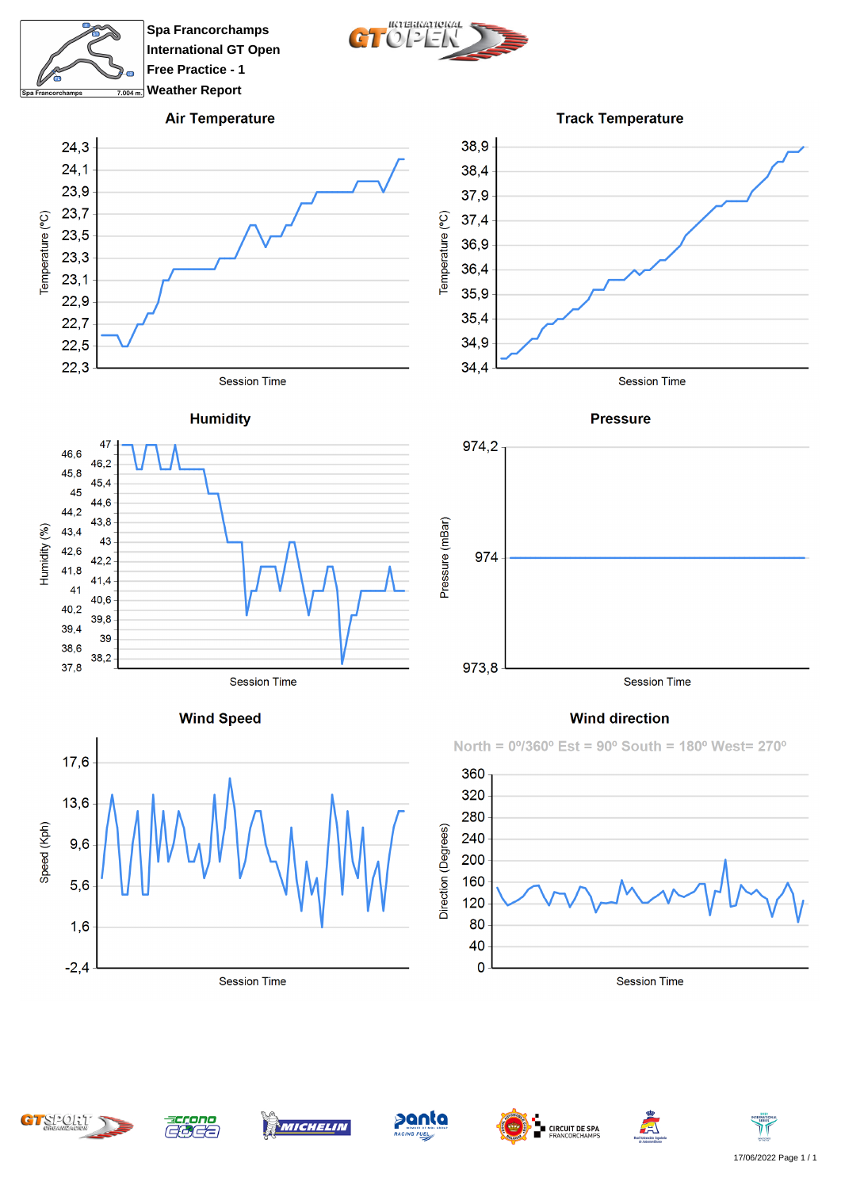Spa Francorchamps
International GT Open
Free Practice - 1
Weather Report

Spa Francorchamps 7.004 m.

## Air Temperature

Temperature (ºC)

24,3
24,1
23,9
23,7
23,5
23,3
23,1
22,9
22,7
22,5
22,3

Session Time

## Track Temperature

Temperature (ºC)

38,9
38,4
37,9
37,4
36,9
36,4
35,9
35,4
34,9
34,4

Session Time

## Humidity

Humidity (%)

47
46,6
46,2
45,8
45,4
45
44,6
44,2
43,8
43,4
43
42,6
42,2
41,8
41,4
41
40,6
40,2
39,8
39,4
39
38,6
38,2
37,8

Session Time

## Pressure

Pressure (mBar)

974,2
974
973,8

Session Time

## Wind Speed

Speed (Kph)

17,6
13,6
9,6
5,6
1,6
-2,4

Session Time

## Wind direction

North = 0º/360º Est = 90º South = 180º West= 270º

Direction (Degrees)

360
320
280
240
200
160
120
80
40
0

Session Time

17/06/2022